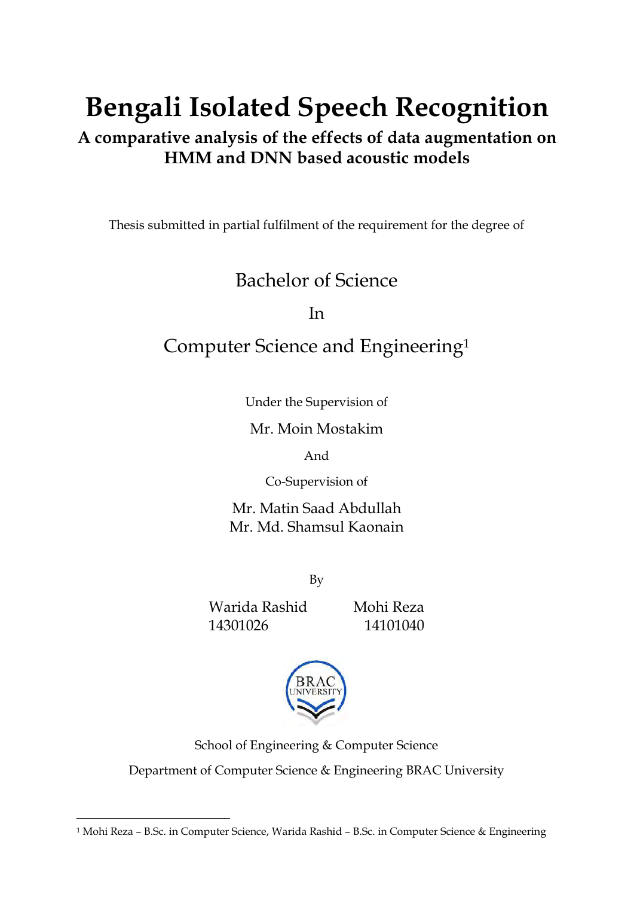# Bengali Isolated Speech Recognition

## A comparative analysis of the effects of data augmentation on HMM and DNN based acoustic models

Thesis submitted in partial fulfilment of the requirement for the degree of

Bachelor of Science

In

Computer Science and Engineering[1]

Under the Supervision of

Mr. Moin Mostakim

And

Co-Supervision of

Mr. Matin Saad Abdullah
Mr. Md. Shamsul Kaonain

By

Warida Rashid
14301026

Mohi Reza
14101040

School of Engineering & Computer Science

Department of Computer Science & Engineering BRAC University

[1] Mohi Reza – B.Sc. in Computer Science, Warida Rashid – B.Sc. in Computer Science & Engineering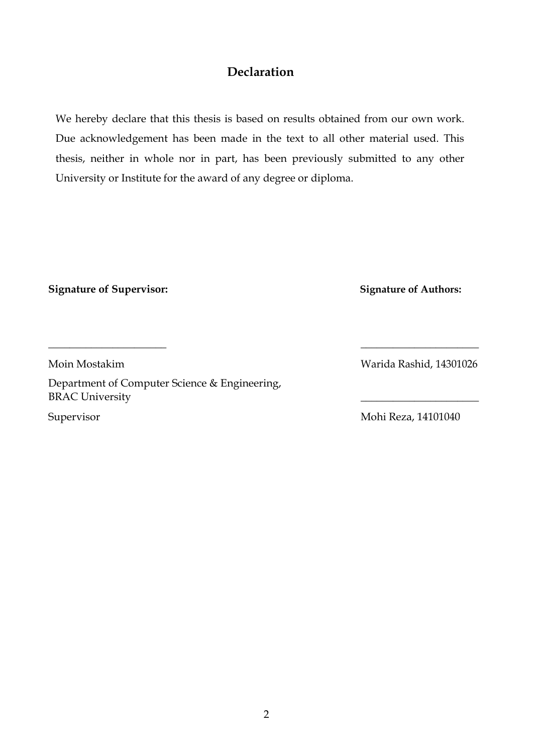# Declaration

We hereby declare that this thesis is based on results obtained from our own work. Due acknowledgement has been made in the text to all other material used. This thesis, neither in whole nor in part, has been previously submitted to any other University or Institute for the award of any degree or diploma.

**Signature of Supervisor:**

______________________

Moin Mostakim

Department of Computer Science & Engineering,
BRAC University

Supervisor

**Signature of Authors:**

______________________

Warida Rashid, 14301026

______________________

Mohi Reza, 14101040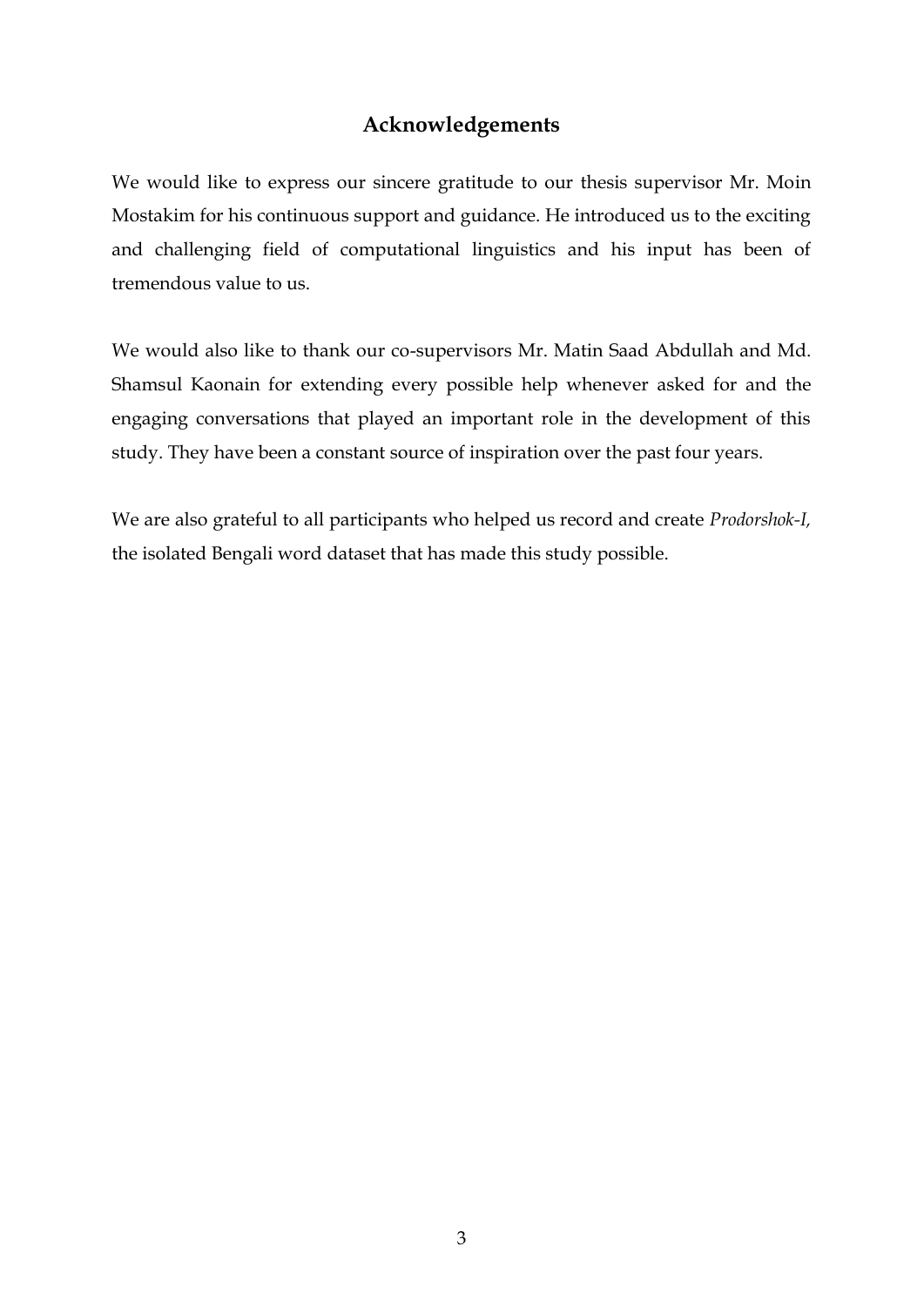## Acknowledgements

We would like to express our sincere gratitude to our thesis supervisor Mr. Moin Mostakim for his continuous support and guidance. He introduced us to the exciting and challenging field of computational linguistics and his input has been of tremendous value to us.

We would also like to thank our co-supervisors Mr. Matin Saad Abdullah and Md. Shamsul Kaonain for extending every possible help whenever asked for and the engaging conversations that played an important role in the development of this study. They have been a constant source of inspiration over the past four years.

We are also grateful to all participants who helped us record and create *Prodorshok-I,* the isolated Bengali word dataset that has made this study possible.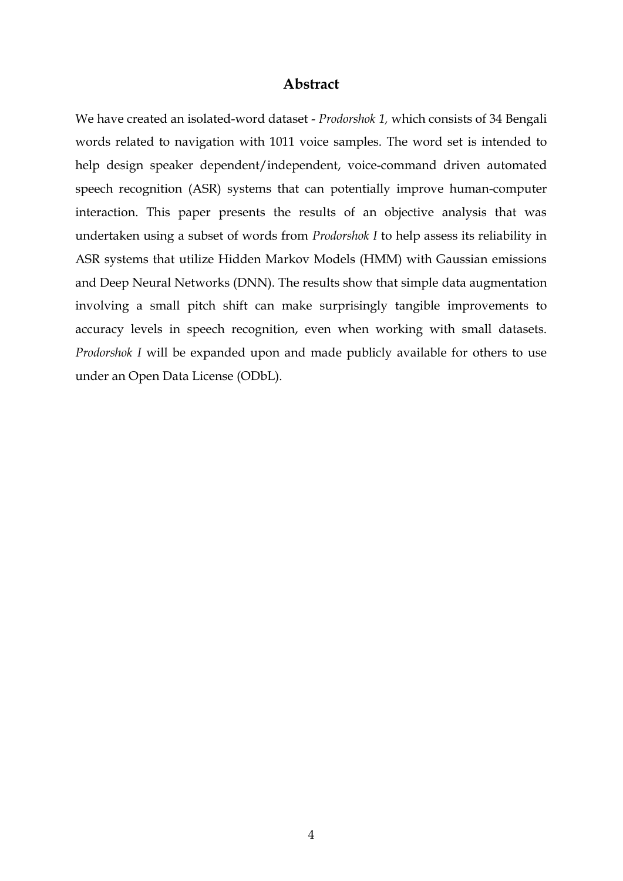## Abstract

We have created an isolated-word dataset - *Prodorshok 1,* which consists of 34 Bengali words related to navigation with 1011 voice samples. The word set is intended to help design speaker dependent/independent, voice-command driven automated speech recognition (ASR) systems that can potentially improve human-computer interaction. This paper presents the results of an objective analysis that was undertaken using a subset of words from *Prodorshok I* to help assess its reliability in ASR systems that utilize Hidden Markov Models (HMM) with Gaussian emissions and Deep Neural Networks (DNN). The results show that simple data augmentation involving a small pitch shift can make surprisingly tangible improvements to accuracy levels in speech recognition, even when working with small datasets. *Prodorshok I* will be expanded upon and made publicly available for others to use under an Open Data License (ODbL).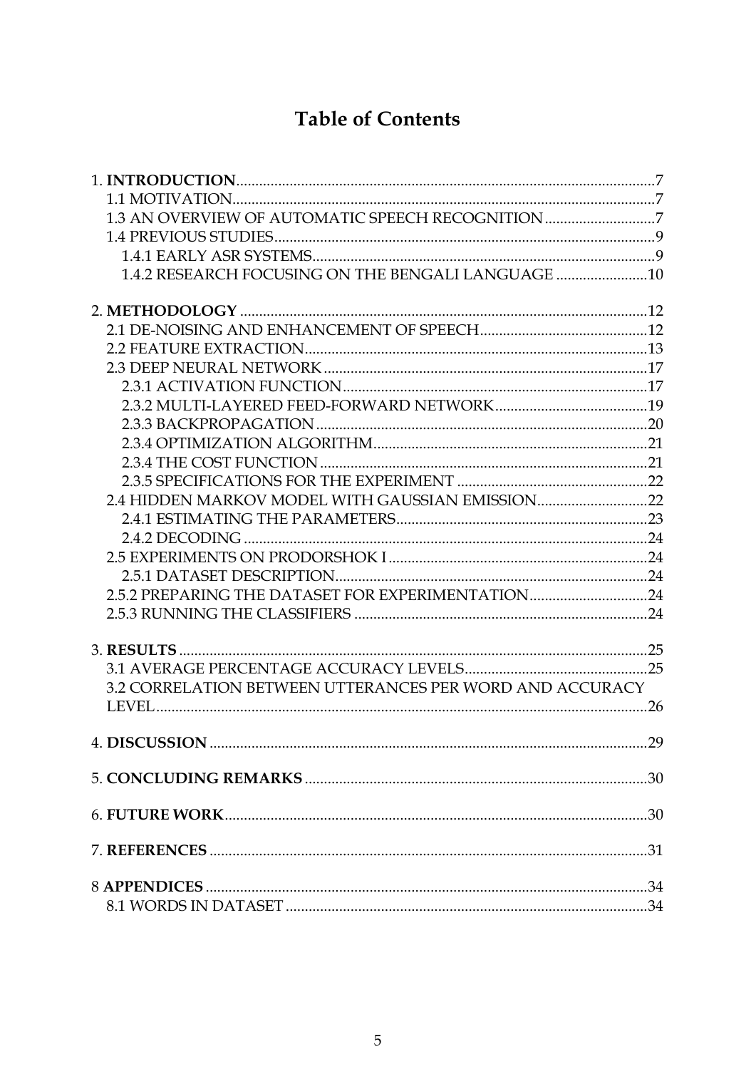# Table of Contents

1. **INTRODUCTION** ... 7
   - 1.1 MOTIVATION ... 7
   - 1.3 AN OVERVIEW OF AUTOMATIC SPEECH RECOGNITION ... 7
   - 1.4 PREVIOUS STUDIES ... 9
     - 1.4.1 EARLY ASR SYSTEMS ... 9
     - 1.4.2 RESEARCH FOCUSING ON THE BENGALI LANGUAGE ... 10

2. **METHODOLOGY** ... 12
   - 2.1 DE-NOISING AND ENHANCEMENT OF SPEECH ... 12
   - 2.2 FEATURE EXTRACTION ... 13
   - 2.3 DEEP NEURAL NETWORK ... 17
     - 2.3.1 ACTIVATION FUNCTION ... 17
     - 2.3.2 MULTI-LAYERED FEED-FORWARD NETWORK ... 19
     - 2.3.3 BACKPROPAGATION ... 20
     - 2.3.4 OPTIMIZATION ALGORITHM ... 21
     - 2.3.4 THE COST FUNCTION ... 21
     - 2.3.5 SPECIFICATIONS FOR THE EXPERIMENT ... 22
   - 2.4 HIDDEN MARKOV MODEL WITH GAUSSIAN EMISSION ... 22
     - 2.4.1 ESTIMATING THE PARAMETERS ... 23
     - 2.4.2 DECODING ... 24
   - 2.5 EXPERIMENTS ON PRODORSHOK I ... 24
     - 2.5.1 DATASET DESCRIPTION ... 24
   - 2.5.2 PREPARING THE DATASET FOR EXPERIMENTATION ... 24
   - 2.5.3 RUNNING THE CLASSIFIERS ... 24

3. **RESULTS** ... 25
   - 3.1 AVERAGE PERCENTAGE ACCURACY LEVELS ... 25
   - 3.2 CORRELATION BETWEEN UTTERANCES PER WORD AND ACCURACY LEVEL ... 26

4. **DISCUSSION** ... 29

5. **CONCLUDING REMARKS** ... 30

6. **FUTURE WORK** ... 30

7. **REFERENCES** ... 31

8 **APPENDICES** ... 34
   - 8.1 WORDS IN DATASET ... 34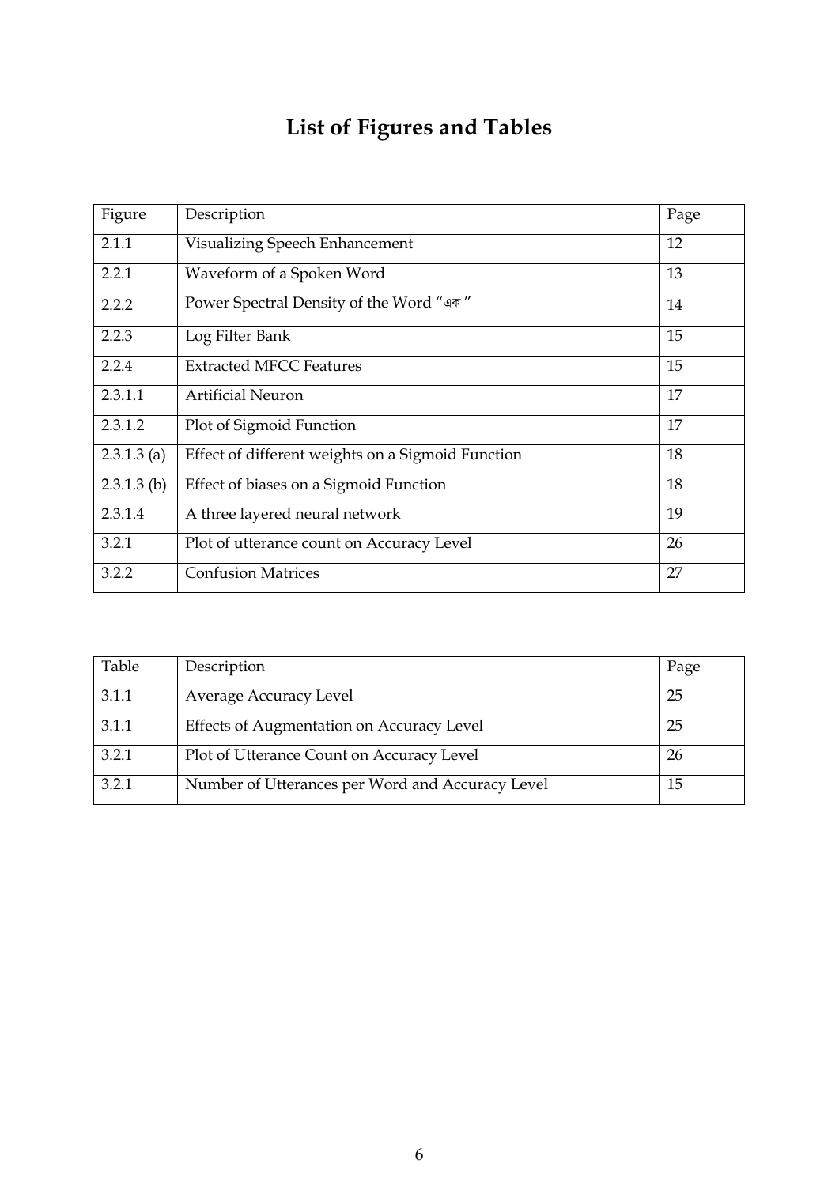# List of Figures and Tables

| Figure | Description | Page |
|---|---|---|
| 2.1.1 | Visualizing Speech Enhancement | 12 |
| 2.2.1 | Waveform of a Spoken Word | 13 |
| 2.2.2 | Power Spectral Density of the Word "এক" | 14 |
| 2.2.3 | Log Filter Bank | 15 |
| 2.2.4 | Extracted MFCC Features | 15 |
| 2.3.1.1 | Artificial Neuron | 17 |
| 2.3.1.2 | Plot of Sigmoid Function | 17 |
| 2.3.1.3 (a) | Effect of different weights on a Sigmoid Function | 18 |
| 2.3.1.3 (b) | Effect of biases on a Sigmoid Function | 18 |
| 2.3.1.4 | A three layered neural network | 19 |
| 3.2.1 | Plot of utterance count on Accuracy Level | 26 |
| 3.2.2 | Confusion Matrices | 27 |

| Table | Description | Page |
|---|---|---|
| 3.1.1 | Average Accuracy Level | 25 |
| 3.1.1 | Effects of Augmentation on Accuracy Level | 25 |
| 3.2.1 | Plot of Utterance Count on Accuracy Level | 26 |
| 3.2.1 | Number of Utterances per Word and Accuracy Level | 15 |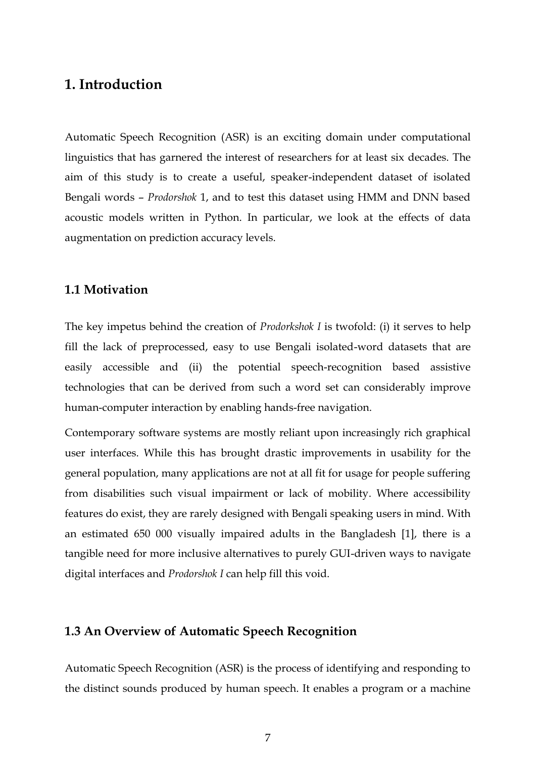# 1. Introduction

Automatic Speech Recognition (ASR) is an exciting domain under computational linguistics that has garnered the interest of researchers for at least six decades. The aim of this study is to create a useful, speaker-independent dataset of isolated Bengali words – *Prodorshok* 1, and to test this dataset using HMM and DNN based acoustic models written in Python. In particular, we look at the effects of data augmentation on prediction accuracy levels.

## 1.1 Motivation

The key impetus behind the creation of *Prodorkshok I* is twofold: (i) it serves to help fill the lack of preprocessed, easy to use Bengali isolated-word datasets that are easily accessible and (ii) the potential speech-recognition based assistive technologies that can be derived from such a word set can considerably improve human-computer interaction by enabling hands-free navigation.

Contemporary software systems are mostly reliant upon increasingly rich graphical user interfaces. While this has brought drastic improvements in usability for the general population, many applications are not at all fit for usage for people suffering from disabilities such visual impairment or lack of mobility. Where accessibility features do exist, they are rarely designed with Bengali speaking users in mind. With an estimated 650 000 visually impaired adults in the Bangladesh [1], there is a tangible need for more inclusive alternatives to purely GUI-driven ways to navigate digital interfaces and *Prodorshok I* can help fill this void.

## 1.3 An Overview of Automatic Speech Recognition

Automatic Speech Recognition (ASR) is the process of identifying and responding to the distinct sounds produced by human speech. It enables a program or a machine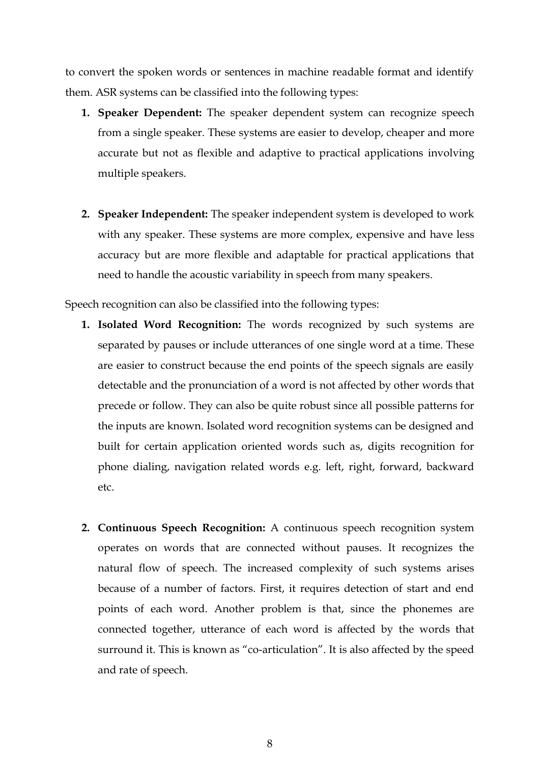to convert the spoken words or sentences in machine readable format and identify them. ASR systems can be classified into the following types:

1. **Speaker Dependent:** The speaker dependent system can recognize speech from a single speaker. These systems are easier to develop, cheaper and more accurate but not as flexible and adaptive to practical applications involving multiple speakers.

2. **Speaker Independent:** The speaker independent system is developed to work with any speaker. These systems are more complex, expensive and have less accuracy but are more flexible and adaptable for practical applications that need to handle the acoustic variability in speech from many speakers.

Speech recognition can also be classified into the following types:

1. **Isolated Word Recognition:** The words recognized by such systems are separated by pauses or include utterances of one single word at a time. These are easier to construct because the end points of the speech signals are easily detectable and the pronunciation of a word is not affected by other words that precede or follow. They can also be quite robust since all possible patterns for the inputs are known. Isolated word recognition systems can be designed and built for certain application oriented words such as, digits recognition for phone dialing, navigation related words e.g. left, right, forward, backward etc.

2. **Continuous Speech Recognition:** A continuous speech recognition system operates on words that are connected without pauses. It recognizes the natural flow of speech. The increased complexity of such systems arises because of a number of factors. First, it requires detection of start and end points of each word. Another problem is that, since the phonemes are connected together, utterance of each word is affected by the words that surround it. This is known as "co-articulation". It is also affected by the speed and rate of speech.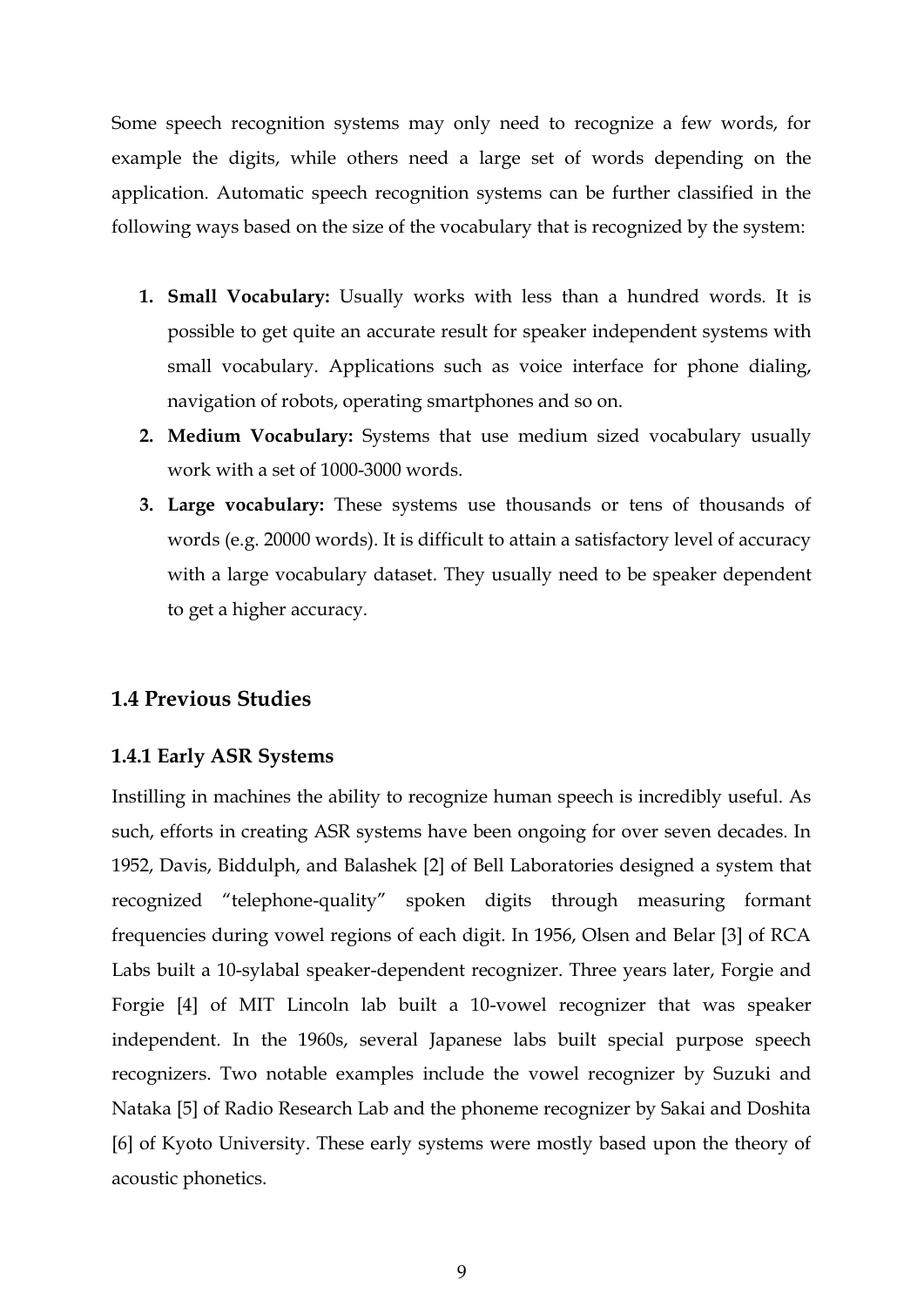Some speech recognition systems may only need to recognize a few words, for example the digits, while others need a large set of words depending on the application. Automatic speech recognition systems can be further classified in the following ways based on the size of the vocabulary that is recognized by the system:

1. **Small Vocabulary:** Usually works with less than a hundred words. It is possible to get quite an accurate result for speaker independent systems with small vocabulary. Applications such as voice interface for phone dialing, navigation of robots, operating smartphones and so on.
2. **Medium Vocabulary:** Systems that use medium sized vocabulary usually work with a set of 1000-3000 words.
3. **Large vocabulary:** These systems use thousands or tens of thousands of words (e.g. 20000 words). It is difficult to attain a satisfactory level of accuracy with a large vocabulary dataset. They usually need to be speaker dependent to get a higher accuracy.

## 1.4 Previous Studies

### 1.4.1 Early ASR Systems

Instilling in machines the ability to recognize human speech is incredibly useful. As such, efforts in creating ASR systems have been ongoing for over seven decades. In 1952, Davis, Biddulph, and Balashek [2] of Bell Laboratories designed a system that recognized "telephone-quality" spoken digits through measuring formant frequencies during vowel regions of each digit. In 1956, Olsen and Belar [3] of RCA Labs built a 10-sylabal speaker-dependent recognizer. Three years later, Forgie and Forgie [4] of MIT Lincoln lab built a 10-vowel recognizer that was speaker independent. In the 1960s, several Japanese labs built special purpose speech recognizers. Two notable examples include the vowel recognizer by Suzuki and Nataka [5] of Radio Research Lab and the phoneme recognizer by Sakai and Doshita [6] of Kyoto University. These early systems were mostly based upon the theory of acoustic phonetics.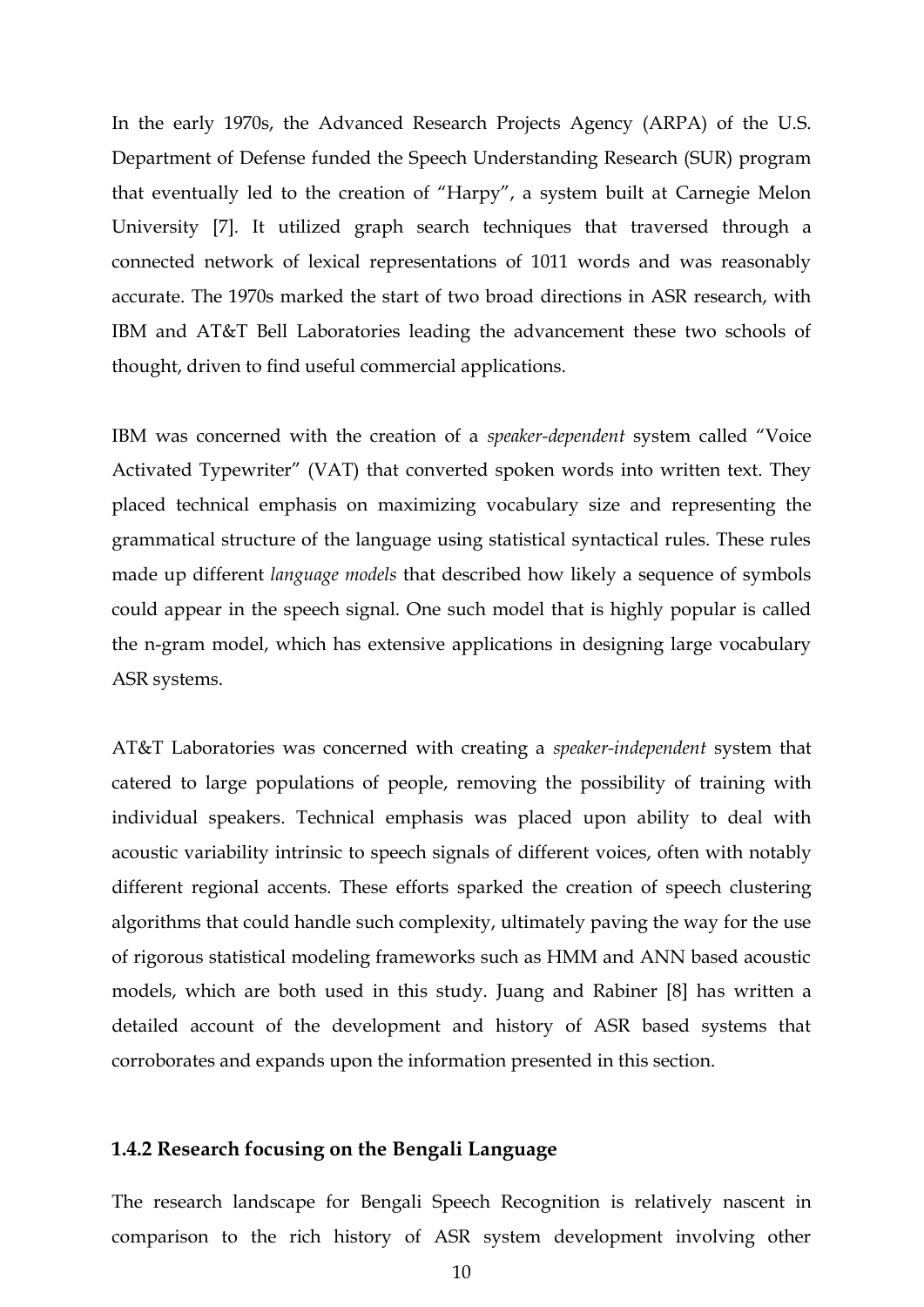In the early 1970s, the Advanced Research Projects Agency (ARPA) of the U.S. Department of Defense funded the Speech Understanding Research (SUR) program that eventually led to the creation of "Harpy", a system built at Carnegie Melon University [7]. It utilized graph search techniques that traversed through a connected network of lexical representations of 1011 words and was reasonably accurate. The 1970s marked the start of two broad directions in ASR research, with IBM and AT&T Bell Laboratories leading the advancement these two schools of thought, driven to find useful commercial applications.

IBM was concerned with the creation of a *speaker-dependent* system called "Voice Activated Typewriter" (VAT) that converted spoken words into written text. They placed technical emphasis on maximizing vocabulary size and representing the grammatical structure of the language using statistical syntactical rules. These rules made up different *language models* that described how likely a sequence of symbols could appear in the speech signal. One such model that is highly popular is called the n-gram model, which has extensive applications in designing large vocabulary ASR systems.

AT&T Laboratories was concerned with creating a *speaker-independent* system that catered to large populations of people, removing the possibility of training with individual speakers. Technical emphasis was placed upon ability to deal with acoustic variability intrinsic to speech signals of different voices, often with notably different regional accents. These efforts sparked the creation of speech clustering algorithms that could handle such complexity, ultimately paving the way for the use of rigorous statistical modeling frameworks such as HMM and ANN based acoustic models, which are both used in this study. Juang and Rabiner [8] has written a detailed account of the development and history of ASR based systems that corroborates and expands upon the information presented in this section.

### 1.4.2 Research focusing on the Bengali Language

The research landscape for Bengali Speech Recognition is relatively nascent in comparison to the rich history of ASR system development involving other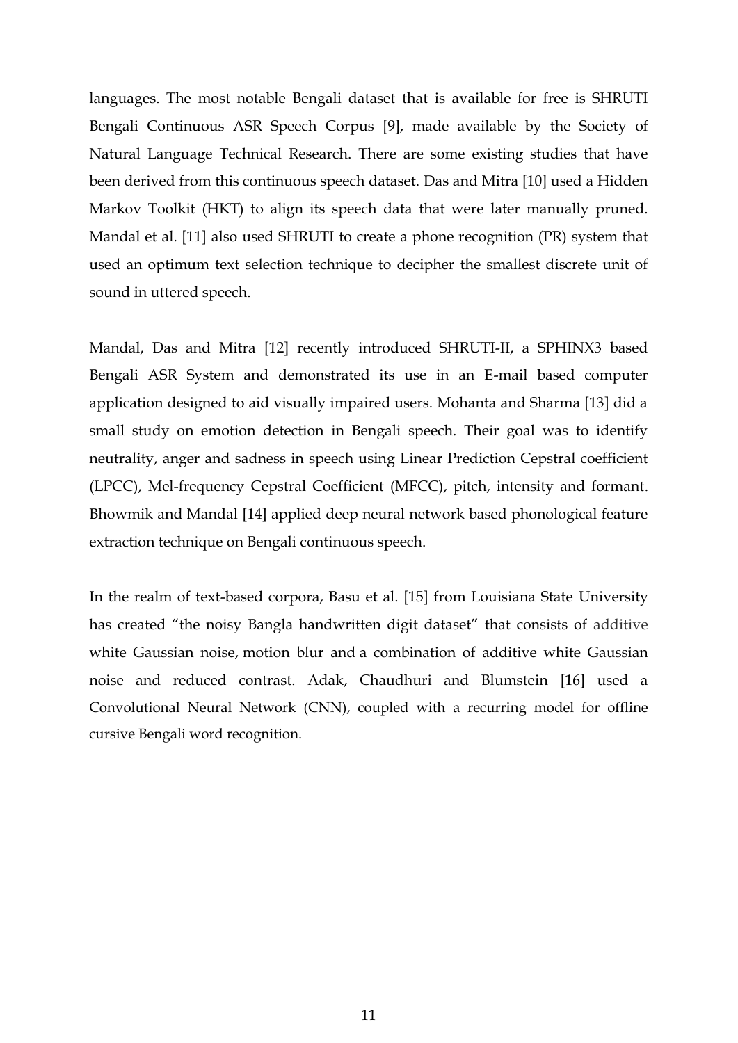languages. The most notable Bengali dataset that is available for free is SHRUTI Bengali Continuous ASR Speech Corpus [9], made available by the Society of Natural Language Technical Research. There are some existing studies that have been derived from this continuous speech dataset. Das and Mitra [10] used a Hidden Markov Toolkit (HKT) to align its speech data that were later manually pruned. Mandal et al. [11] also used SHRUTI to create a phone recognition (PR) system that used an optimum text selection technique to decipher the smallest discrete unit of sound in uttered speech.

Mandal, Das and Mitra [12] recently introduced SHRUTI-II, a SPHINX3 based Bengali ASR System and demonstrated its use in an E-mail based computer application designed to aid visually impaired users. Mohanta and Sharma [13] did a small study on emotion detection in Bengali speech. Their goal was to identify neutrality, anger and sadness in speech using Linear Prediction Cepstral coefficient (LPCC), Mel-frequency Cepstral Coefficient (MFCC), pitch, intensity and formant. Bhowmik and Mandal [14] applied deep neural network based phonological feature extraction technique on Bengali continuous speech.

In the realm of text-based corpora, Basu et al. [15] from Louisiana State University has created "the noisy Bangla handwritten digit dataset" that consists of additive white Gaussian noise, motion blur and a combination of additive white Gaussian noise and reduced contrast. Adak, Chaudhuri and Blumstein [16] used a Convolutional Neural Network (CNN), coupled with a recurring model for offline cursive Bengali word recognition.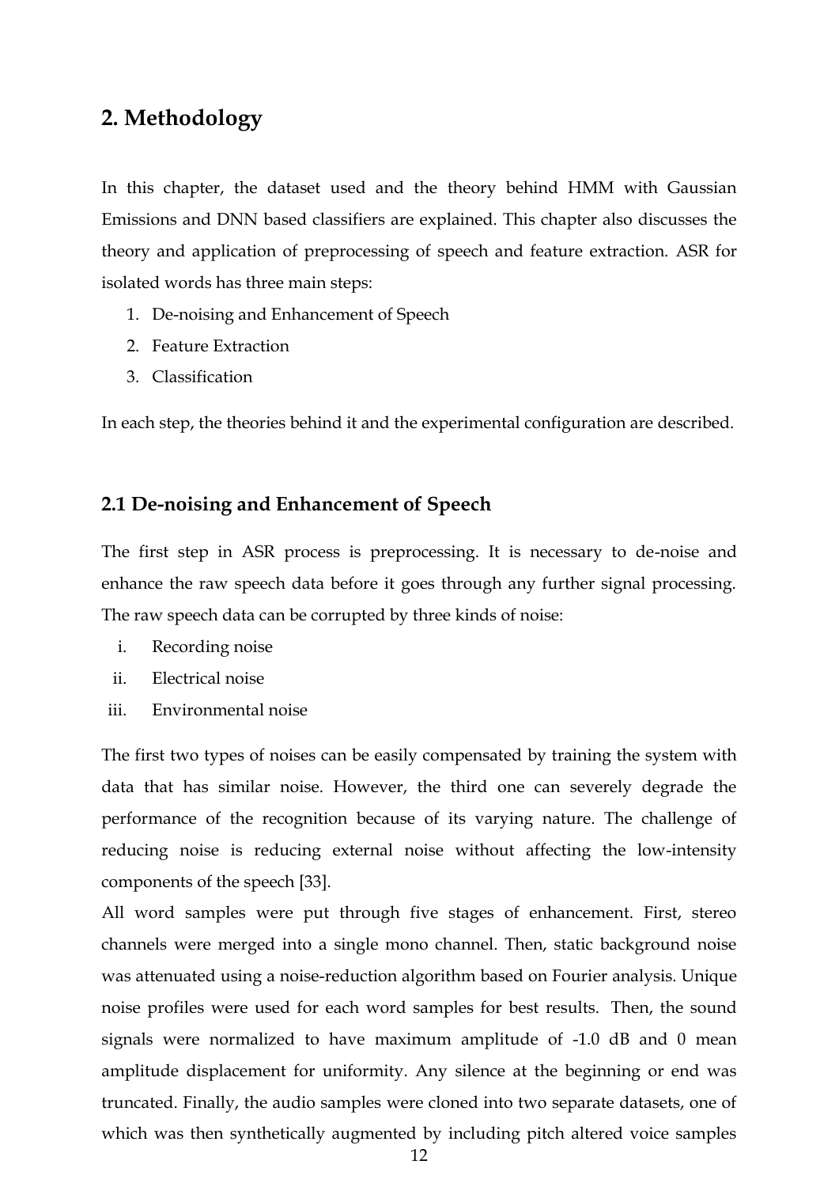# 2. Methodology

In this chapter, the dataset used and the theory behind HMM with Gaussian Emissions and DNN based classifiers are explained. This chapter also discusses the theory and application of preprocessing of speech and feature extraction. ASR for isolated words has three main steps:

1. De-noising and Enhancement of Speech
2. Feature Extraction
3. Classification

In each step, the theories behind it and the experimental configuration are described.

## 2.1 De-noising and Enhancement of Speech

The first step in ASR process is preprocessing. It is necessary to de-noise and enhance the raw speech data before it goes through any further signal processing. The raw speech data can be corrupted by three kinds of noise:

i. Recording noise
ii. Electrical noise
iii. Environmental noise

The first two types of noises can be easily compensated by training the system with data that has similar noise. However, the third one can severely degrade the performance of the recognition because of its varying nature. The challenge of reducing noise is reducing external noise without affecting the low-intensity components of the speech [33].

All word samples were put through five stages of enhancement. First, stereo channels were merged into a single mono channel. Then, static background noise was attenuated using a noise-reduction algorithm based on Fourier analysis. Unique noise profiles were used for each word samples for best results. Then, the sound signals were normalized to have maximum amplitude of -1.0 dB and 0 mean amplitude displacement for uniformity. Any silence at the beginning or end was truncated. Finally, the audio samples were cloned into two separate datasets, one of which was then synthetically augmented by including pitch altered voice samples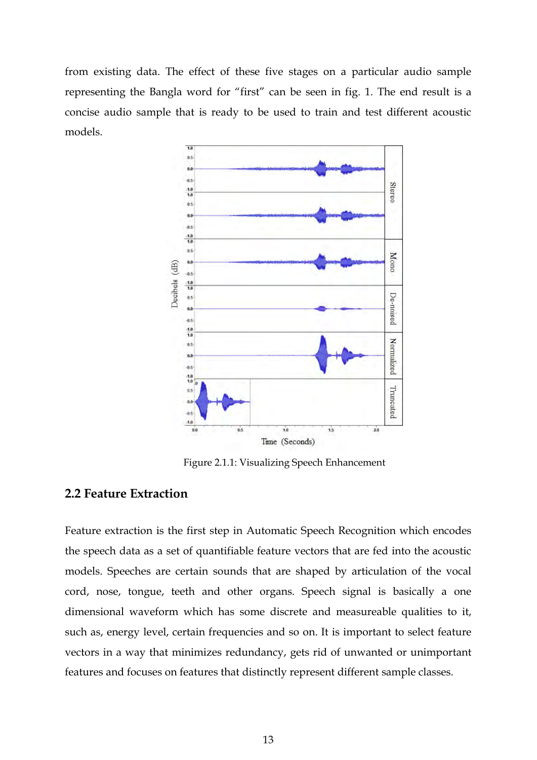from existing data. The effect of these five stages on a particular audio sample representing the Bangla word for "first" can be seen in fig. 1. The end result is a concise audio sample that is ready to be used to train and test different acoustic models.

Figure 2.1.1: Visualizing Speech Enhancement

## 2.2 Feature Extraction

Feature extraction is the first step in Automatic Speech Recognition which encodes the speech data as a set of quantifiable feature vectors that are fed into the acoustic models. Speeches are certain sounds that are shaped by articulation of the vocal cord, nose, tongue, teeth and other organs. Speech signal is basically a one dimensional waveform which has some discrete and measureable qualities to it, such as, energy level, certain frequencies and so on. It is important to select feature vectors in a way that minimizes redundancy, gets rid of unwanted or unimportant features and focuses on features that distinctly represent different sample classes.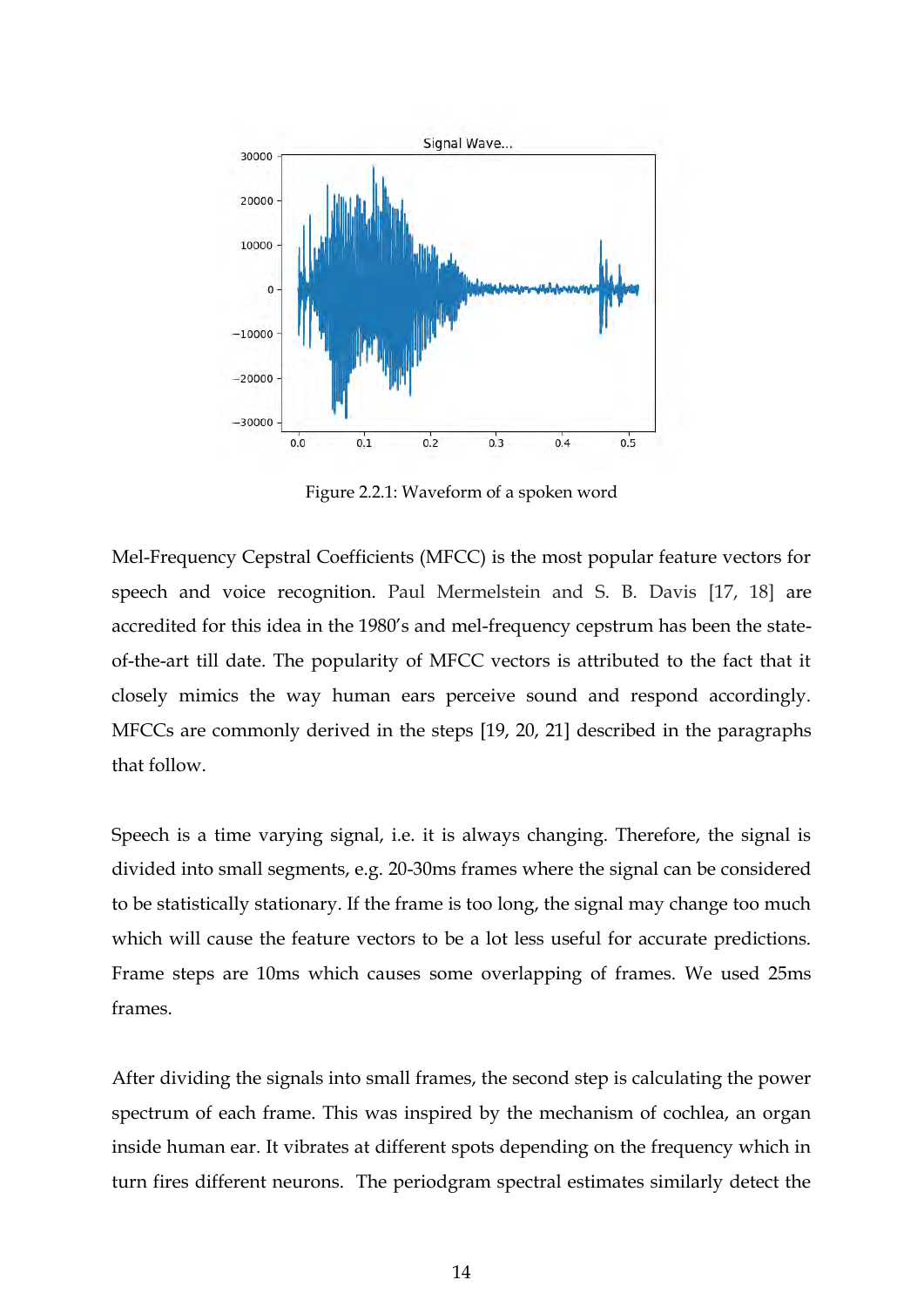Figure 2.2.1: Waveform of a spoken word

Mel-Frequency Cepstral Coefficients (MFCC) is the most popular feature vectors for speech and voice recognition. Paul Mermelstein and S. B. Davis [17, 18] are accredited for this idea in the 1980's and mel-frequency cepstrum has been the state-of-the-art till date. The popularity of MFCC vectors is attributed to the fact that it closely mimics the way human ears perceive sound and respond accordingly. MFCCs are commonly derived in the steps [19, 20, 21] described in the paragraphs that follow.

Speech is a time varying signal, i.e. it is always changing. Therefore, the signal is divided into small segments, e.g. 20-30ms frames where the signal can be considered to be statistically stationary. If the frame is too long, the signal may change too much which will cause the feature vectors to be a lot less useful for accurate predictions. Frame steps are 10ms which causes some overlapping of frames. We used 25ms frames.

After dividing the signals into small frames, the second step is calculating the power spectrum of each frame. This was inspired by the mechanism of cochlea, an organ inside human ear. It vibrates at different spots depending on the frequency which in turn fires different neurons. The periodgram spectral estimates similarly detect the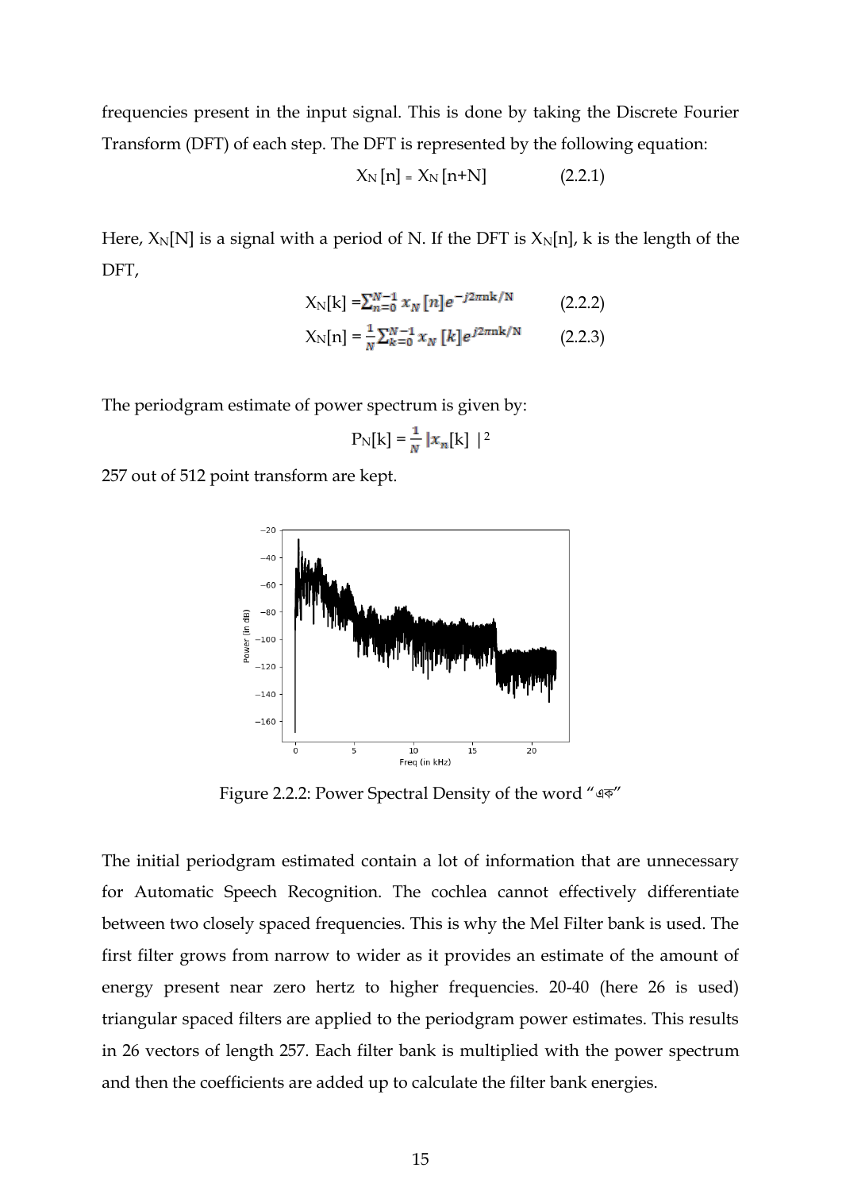frequencies present in the input signal. This is done by taking the Discrete Fourier Transform (DFT) of each step. The DFT is represented by the following equation:

$$X_N[n] = X_N[n+N] \qquad (2.2.1)$$

Here, $X_N[N]$ is a signal with a period of N. If the DFT is $X_N[n]$, k is the length of the DFT,

$$X_N[k] = \sum_{n=0}^{N-1} x_N[n] e^{-j2\pi nk/N} \qquad (2.2.2)$$

$$X_N[n] = \frac{1}{N} \sum_{k=0}^{N-1} x_N[k] e^{j2\pi nk/N} \qquad (2.2.3)$$

The periodgram estimate of power spectrum is given by:

$$P_N[k] = \frac{1}{N} |x_n[k]|^2$$

257 out of 512 point transform are kept.

Figure 2.2.2: Power Spectral Density of the word "এক"

The initial periodgram estimated contain a lot of information that are unnecessary for Automatic Speech Recognition. The cochlea cannot effectively differentiate between two closely spaced frequencies. This is why the Mel Filter bank is used. The first filter grows from narrow to wider as it provides an estimate of the amount of energy present near zero hertz to higher frequencies. 20-40 (here 26 is used) triangular spaced filters are applied to the periodgram power estimates. This results in 26 vectors of length 257. Each filter bank is multiplied with the power spectrum and then the coefficients are added up to calculate the filter bank energies.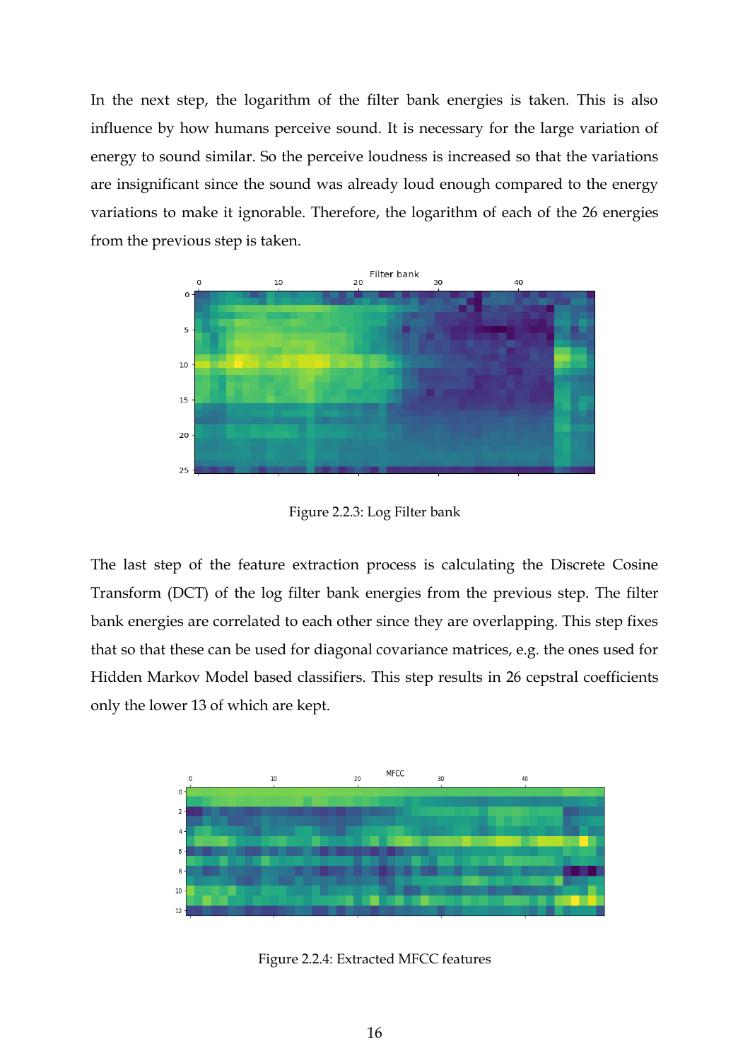In the next step, the logarithm of the filter bank energies is taken. This is also influence by how humans perceive sound. It is necessary for the large variation of energy to sound similar. So the perceive loudness is increased so that the variations are insignificant since the sound was already loud enough compared to the energy variations to make it ignorable. Therefore, the logarithm of each of the 26 energies from the previous step is taken.

Figure 2.2.3: Log Filter bank

The last step of the feature extraction process is calculating the Discrete Cosine Transform (DCT) of the log filter bank energies from the previous step. The filter bank energies are correlated to each other since they are overlapping. This step fixes that so that these can be used for diagonal covariance matrices, e.g. the ones used for Hidden Markov Model based classifiers. This step results in 26 cepstral coefficients only the lower 13 of which are kept.

Figure 2.2.4: Extracted MFCC features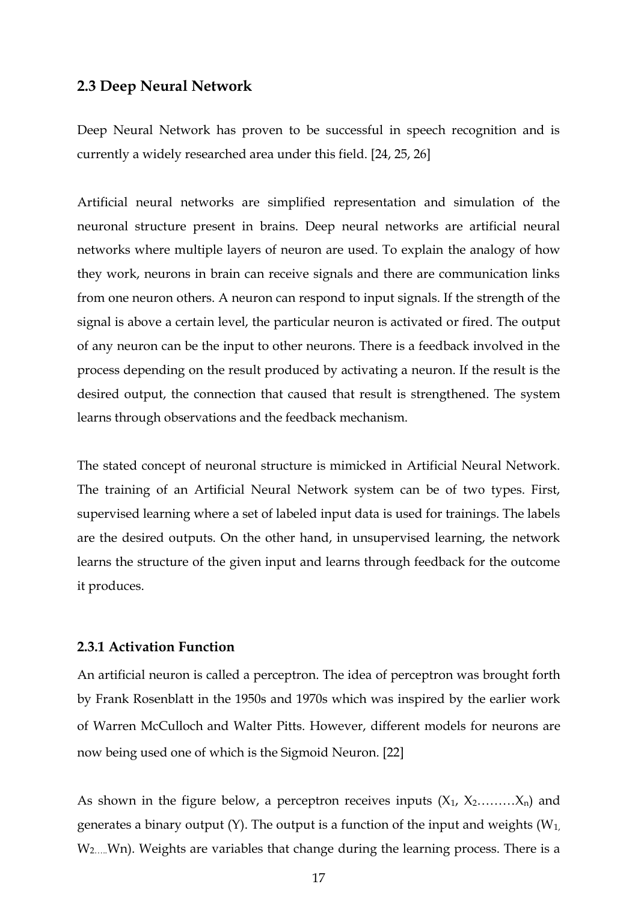## 2.3 Deep Neural Network

Deep Neural Network has proven to be successful in speech recognition and is currently a widely researched area under this field. [24, 25, 26]

Artificial neural networks are simplified representation and simulation of the neuronal structure present in brains. Deep neural networks are artificial neural networks where multiple layers of neuron are used. To explain the analogy of how they work, neurons in brain can receive signals and there are communication links from one neuron others. A neuron can respond to input signals. If the strength of the signal is above a certain level, the particular neuron is activated or fired. The output of any neuron can be the input to other neurons. There is a feedback involved in the process depending on the result produced by activating a neuron. If the result is the desired output, the connection that caused that result is strengthened. The system learns through observations and the feedback mechanism.

The stated concept of neuronal structure is mimicked in Artificial Neural Network. The training of an Artificial Neural Network system can be of two types. First, supervised learning where a set of labeled input data is used for trainings. The labels are the desired outputs. On the other hand, in unsupervised learning, the network learns the structure of the given input and learns through feedback for the outcome it produces.

### 2.3.1 Activation Function

An artificial neuron is called a perceptron. The idea of perceptron was brought forth by Frank Rosenblatt in the 1950s and 1970s which was inspired by the earlier work of Warren McCulloch and Walter Pitts. However, different models for neurons are now being used one of which is the Sigmoid Neuron. [22]

As shown in the figure below, a perceptron receives inputs ($X_1$, $X_2 \ldots\ldots\ldots X_n$) and generates a binary output (Y). The output is a function of the input and weights ($W_1$, $W_2 \ldots\ldots W_n$). Weights are variables that change during the learning process. There is a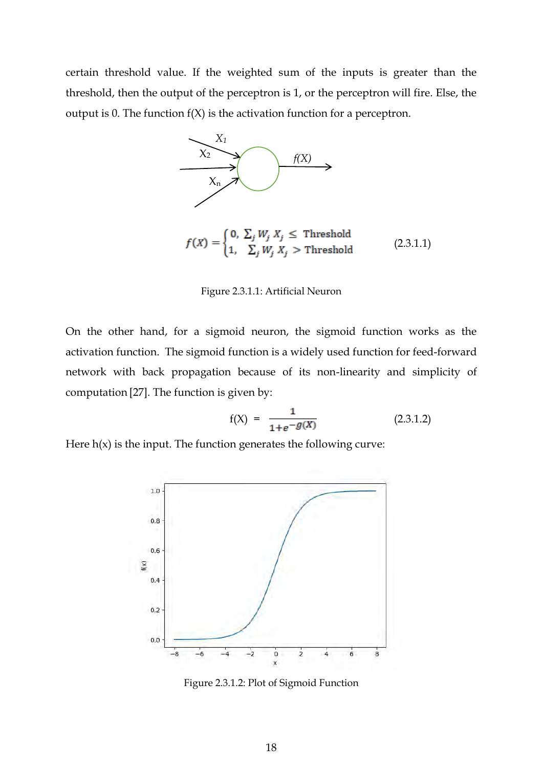certain threshold value. If the weighted sum of the inputs is greater than the threshold, then the output of the perceptron is 1, or the perceptron will fire. Else, the output is 0. The function f(X) is the activation function for a perceptron.

$$f(X) = \begin{cases} 0, & \sum_j W_j X_j \leq \text{Threshold} \\ 1, & \sum_j W_j X_j > \text{Threshold} \end{cases} \tag{2.3.1.1}$$

Figure 2.3.1.1: Artificial Neuron

On the other hand, for a sigmoid neuron, the sigmoid function works as the activation function. The sigmoid function is a widely used function for feed-forward network with back propagation because of its non-linearity and simplicity of computation [27]. The function is given by:

$$f(X) = \frac{1}{1+e^{-g(X)}} \tag{2.3.1.2}$$

Here h(x) is the input. The function generates the following curve:

Figure 2.3.1.2: Plot of Sigmoid Function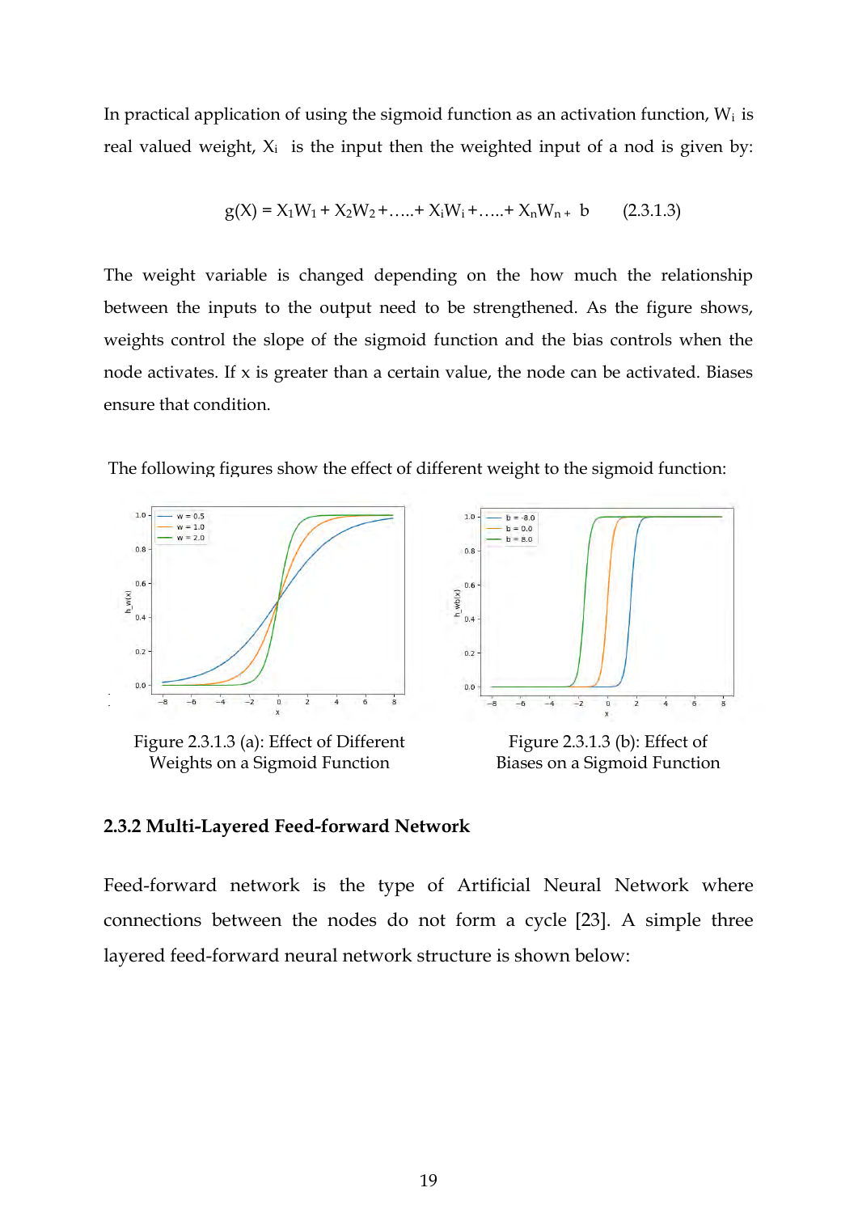In practical application of using the sigmoid function as an activation function, $W_i$ is real valued weight, $X_i$ is the input then the weighted input of a nod is given by:

$$g(X) = X_1W_1 + X_2W_2 + \ldots + X_iW_i + \ldots + X_nW_n + b \qquad (2.3.1.3)$$

The weight variable is changed depending on the how much the relationship between the inputs to the output need to be strengthened. As the figure shows, weights control the slope of the sigmoid function and the bias controls when the node activates. If x is greater than a certain value, the node can be activated. Biases ensure that condition.

The following figures show the effect of different weight to the sigmoid function:

Figure 2.3.1.3 (a): Effect of Different Weights on a Sigmoid Function

Figure 2.3.1.3 (b): Effect of Biases on a Sigmoid Function

### 2.3.2 Multi-Layered Feed-forward Network

Feed-forward network is the type of Artificial Neural Network where connections between the nodes do not form a cycle [23]. A simple three layered feed-forward neural network structure is shown below: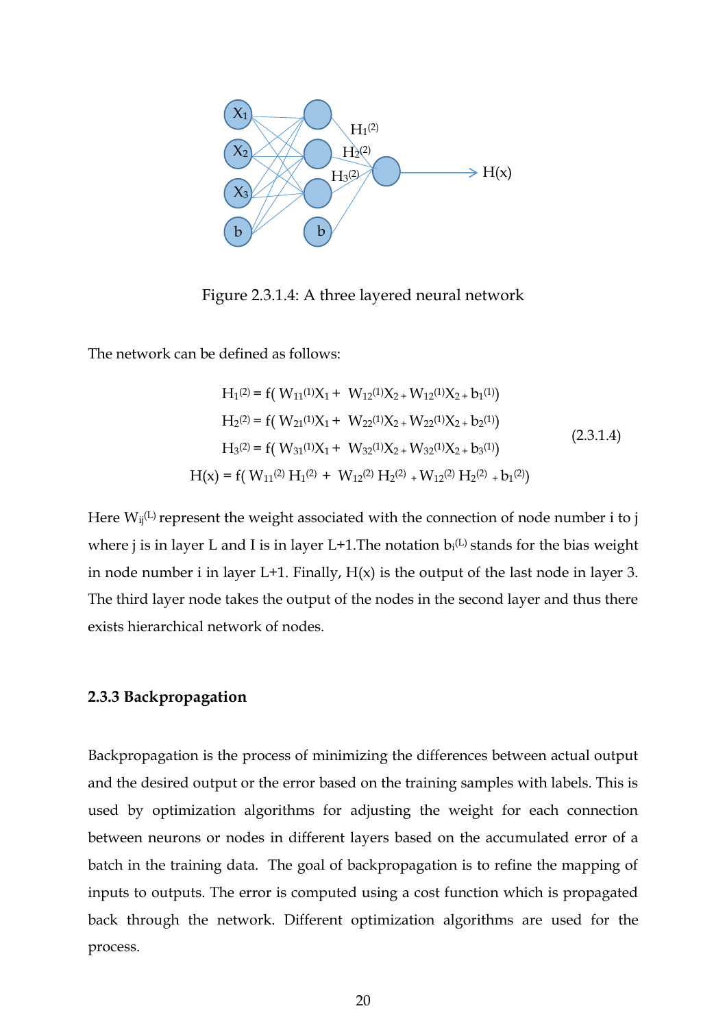Figure 2.3.1.4: A three layered neural network

The network can be defined as follows:

$$
\begin{aligned}
H_1^{(2)} &= f(\, W_{11}^{(1)}X_1 + \; W_{12}^{(1)}X_2 + W_{12}^{(1)}X_2 + b_1^{(1)}) \\
H_2^{(2)} &= f(\, W_{21}^{(1)}X_1 + \; W_{22}^{(1)}X_2 + W_{22}^{(1)}X_2 + b_2^{(1)}) \\
H_3^{(2)} &= f(\, W_{31}^{(1)}X_1 + \; W_{32}^{(1)}X_2 + W_{32}^{(1)}X_2 + b_3^{(1)}) \\
H(x) &= f(\, W_{11}^{(2)}\, H_1^{(2)} + \; W_{12}^{(2)}\, H_2^{(2)} + W_{12}^{(2)}\, H_2^{(2)} + b_1^{(2)})
\end{aligned}
\tag{2.3.1.4}
$$

Here $W_{ij}^{(L)}$ represent the weight associated with the connection of node number i to j where j is in layer L and I is in layer L+1.The notation $b_i^{(L)}$ stands for the bias weight in node number i in layer L+1. Finally, H(x) is the output of the last node in layer 3. The third layer node takes the output of the nodes in the second layer and thus there exists hierarchical network of nodes.

### 2.3.3 Backpropagation

Backpropagation is the process of minimizing the differences between actual output and the desired output or the error based on the training samples with labels. This is used by optimization algorithms for adjusting the weight for each connection between neurons or nodes in different layers based on the accumulated error of a batch in the training data. The goal of backpropagation is to refine the mapping of inputs to outputs. The error is computed using a cost function which is propagated back through the network. Different optimization algorithms are used for the process.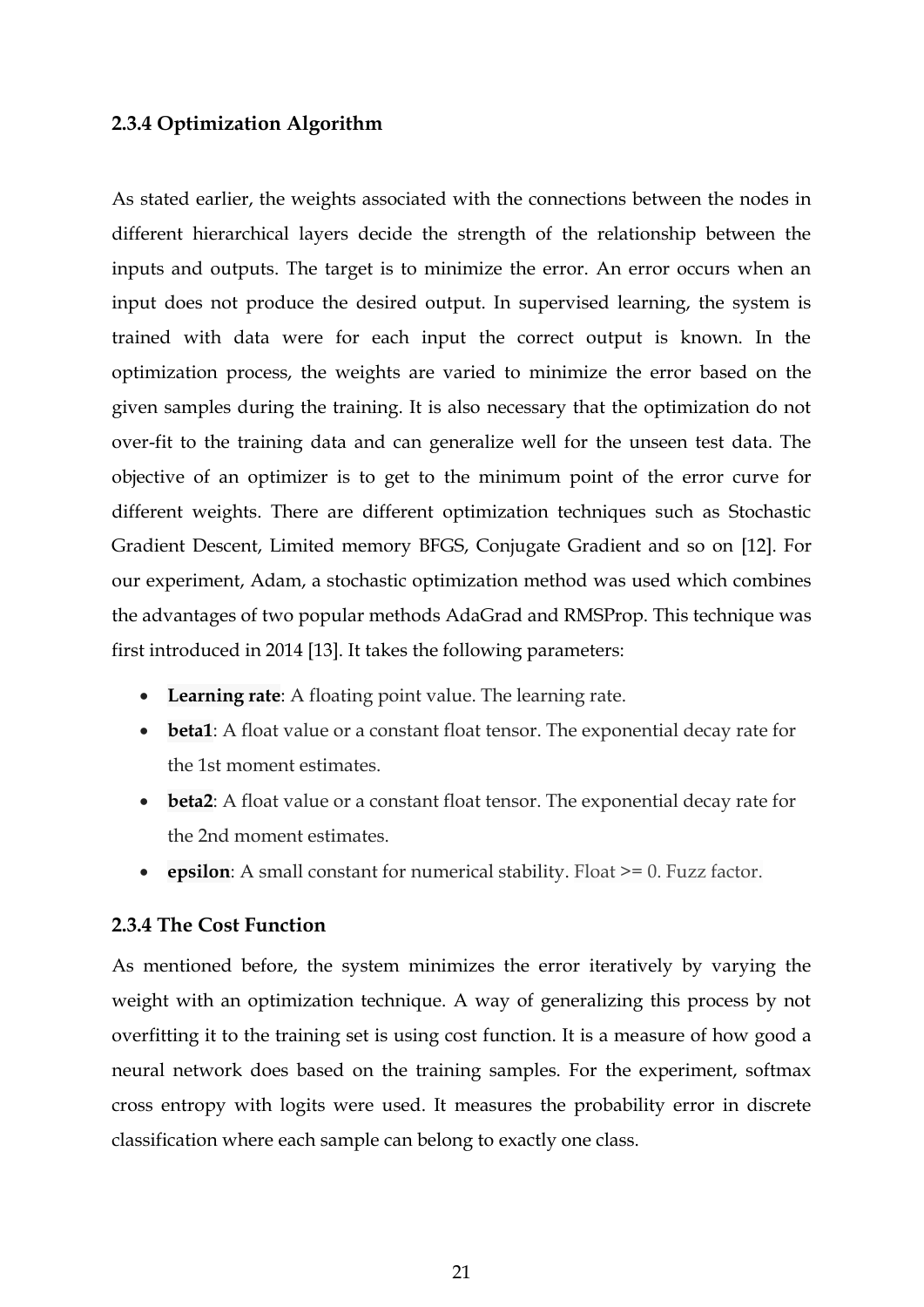### 2.3.4 Optimization Algorithm

As stated earlier, the weights associated with the connections between the nodes in different hierarchical layers decide the strength of the relationship between the inputs and outputs. The target is to minimize the error. An error occurs when an input does not produce the desired output. In supervised learning, the system is trained with data were for each input the correct output is known. In the optimization process, the weights are varied to minimize the error based on the given samples during the training. It is also necessary that the optimization do not over-fit to the training data and can generalize well for the unseen test data. The objective of an optimizer is to get to the minimum point of the error curve for different weights. There are different optimization techniques such as Stochastic Gradient Descent, Limited memory BFGS, Conjugate Gradient and so on [12]. For our experiment, Adam, a stochastic optimization method was used which combines the advantages of two popular methods AdaGrad and RMSProp. This technique was first introduced in 2014 [13]. It takes the following parameters:

- **Learning rate**: A floating point value. The learning rate.
- **beta1**: A float value or a constant float tensor. The exponential decay rate for the 1st moment estimates.
- **beta2**: A float value or a constant float tensor. The exponential decay rate for the 2nd moment estimates.
- **epsilon**: A small constant for numerical stability. Float >= 0. Fuzz factor.

### 2.3.4 The Cost Function

As mentioned before, the system minimizes the error iteratively by varying the weight with an optimization technique. A way of generalizing this process by not overfitting it to the training set is using cost function. It is a measure of how good a neural network does based on the training samples. For the experiment, softmax cross entropy with logits were used. It measures the probability error in discrete classification where each sample can belong to exactly one class.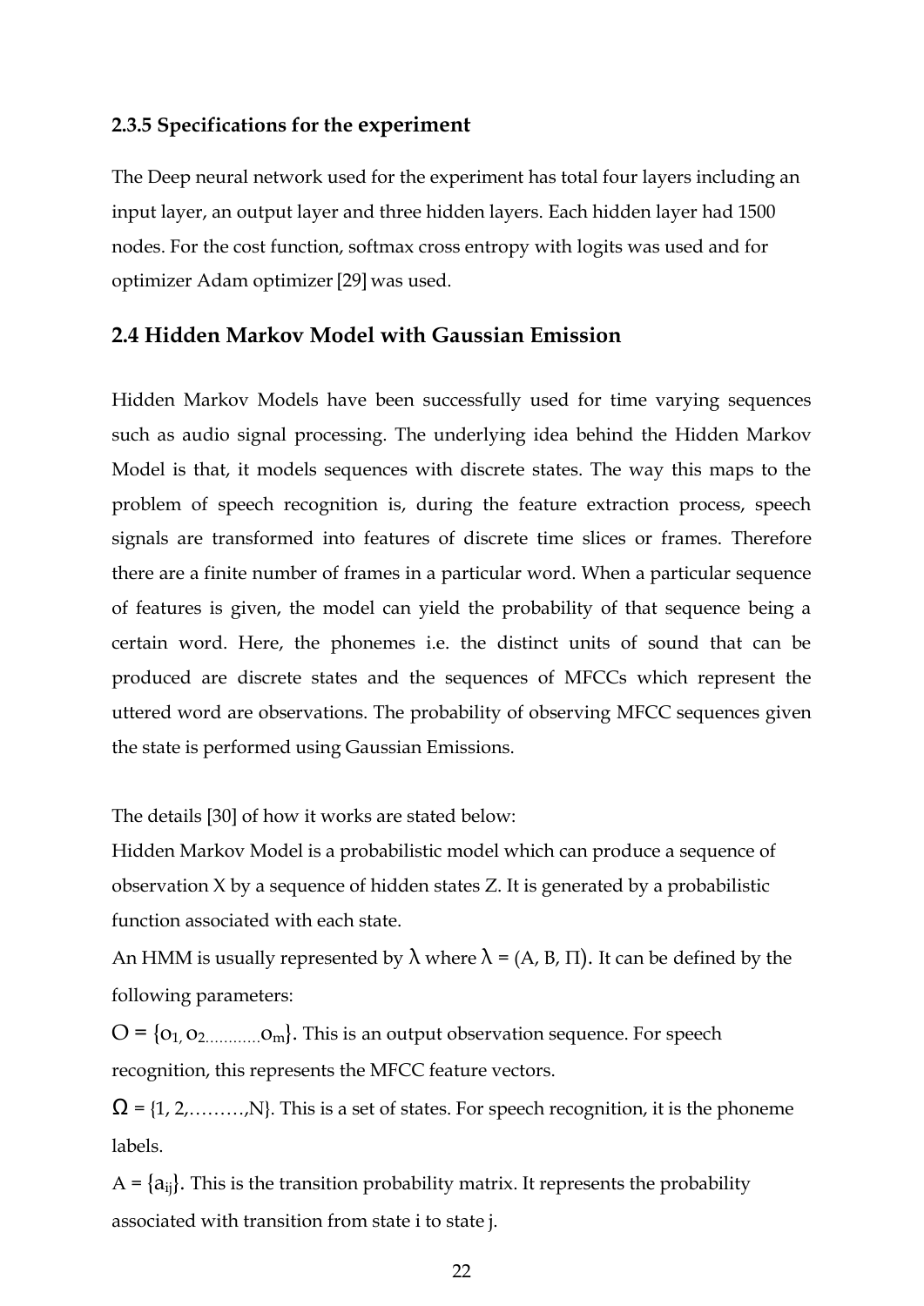### 2.3.5 Specifications for the experiment

The Deep neural network used for the experiment has total four layers including an input layer, an output layer and three hidden layers. Each hidden layer had 1500 nodes. For the cost function, softmax cross entropy with logits was used and for optimizer Adam optimizer [29] was used.

## 2.4 Hidden Markov Model with Gaussian Emission

Hidden Markov Models have been successfully used for time varying sequences such as audio signal processing. The underlying idea behind the Hidden Markov Model is that, it models sequences with discrete states. The way this maps to the problem of speech recognition is, during the feature extraction process, speech signals are transformed into features of discrete time slices or frames. Therefore there are a finite number of frames in a particular word. When a particular sequence of features is given, the model can yield the probability of that sequence being a certain word. Here, the phonemes i.e. the distinct units of sound that can be produced are discrete states and the sequences of MFCCs which represent the uttered word are observations. The probability of observing MFCC sequences given the state is performed using Gaussian Emissions.

The details [30] of how it works are stated below:

Hidden Markov Model is a probabilistic model which can produce a sequence of observation X by a sequence of hidden states Z. It is generated by a probabilistic function associated with each state.

An HMM is usually represented by $\lambda$ where $\lambda = (A, B, \Pi)$. It can be defined by the following parameters:

$O = \{o_1, o_2 \ldots\ldots\ldots o_m\}$. This is an output observation sequence. For speech recognition, this represents the MFCC feature vectors.

$\Omega = \{1, 2, \ldots\ldots\ldots, N\}$. This is a set of states. For speech recognition, it is the phoneme labels.

$A = \{a_{ij}\}$. This is the transition probability matrix. It represents the probability associated with transition from state i to state j.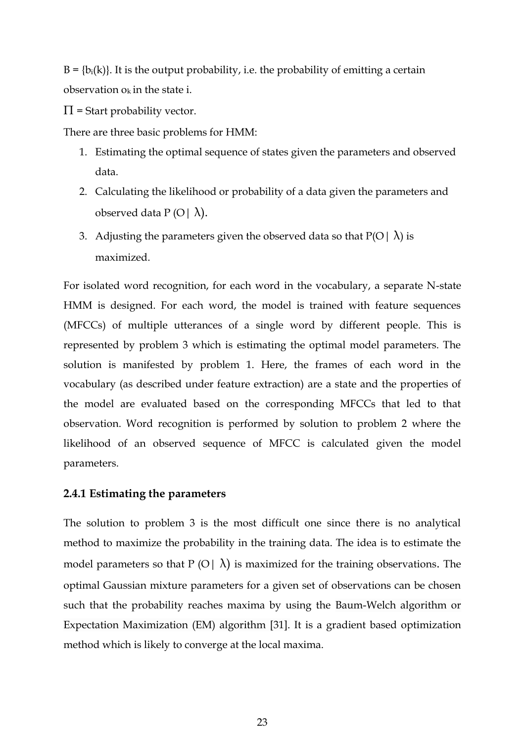$B = \{b_i(k)\}$. It is the output probability, i.e. the probability of emitting a certain observation $o_k$ in the state i.

$\Pi$ = Start probability vector.

There are three basic problems for HMM:

1. Estimating the optimal sequence of states given the parameters and observed data.
2. Calculating the likelihood or probability of a data given the parameters and observed data $P(O|\lambda)$.
3. Adjusting the parameters given the observed data so that $P(O|\lambda)$ is maximized.

For isolated word recognition, for each word in the vocabulary, a separate N-state HMM is designed. For each word, the model is trained with feature sequences (MFCCs) of multiple utterances of a single word by different people. This is represented by problem 3 which is estimating the optimal model parameters. The solution is manifested by problem 1. Here, the frames of each word in the vocabulary (as described under feature extraction) are a state and the properties of the model are evaluated based on the corresponding MFCCs that led to that observation. Word recognition is performed by solution to problem 2 where the likelihood of an observed sequence of MFCC is calculated given the model parameters.

### 2.4.1 Estimating the parameters

The solution to problem 3 is the most difficult one since there is no analytical method to maximize the probability in the training data. The idea is to estimate the model parameters so that $P(O|\lambda)$ is maximized for the training observations. The optimal Gaussian mixture parameters for a given set of observations can be chosen such that the probability reaches maxima by using the Baum-Welch algorithm or Expectation Maximization (EM) algorithm [31]. It is a gradient based optimization method which is likely to converge at the local maxima.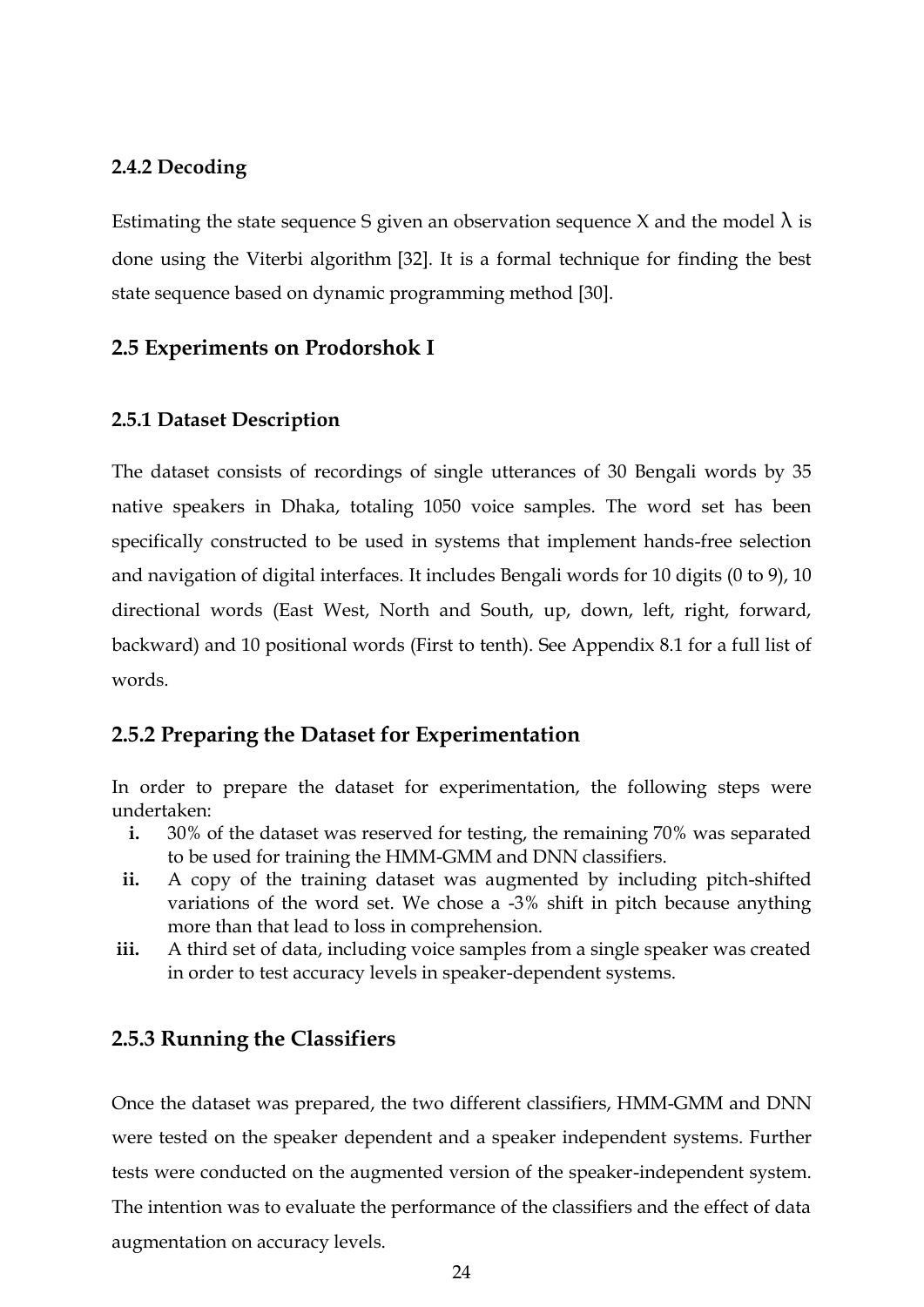### 2.4.2 Decoding

Estimating the state sequence S given an observation sequence X and the model $\lambda$ is done using the Viterbi algorithm [32]. It is a formal technique for finding the best state sequence based on dynamic programming method [30].

## 2.5 Experiments on Prodorshok I

### 2.5.1 Dataset Description

The dataset consists of recordings of single utterances of 30 Bengali words by 35 native speakers in Dhaka, totaling 1050 voice samples. The word set has been specifically constructed to be used in systems that implement hands-free selection and navigation of digital interfaces. It includes Bengali words for 10 digits (0 to 9), 10 directional words (East West, North and South, up, down, left, right, forward, backward) and 10 positional words (First to tenth). See Appendix 8.1 for a full list of words.

## 2.5.2 Preparing the Dataset for Experimentation

In order to prepare the dataset for experimentation, the following steps were undertaken:

- **i.** 30% of the dataset was reserved for testing, the remaining 70% was separated to be used for training the HMM-GMM and DNN classifiers.
- **ii.** A copy of the training dataset was augmented by including pitch-shifted variations of the word set. We chose a -3% shift in pitch because anything more than that lead to loss in comprehension.
- **iii.** A third set of data, including voice samples from a single speaker was created in order to test accuracy levels in speaker-dependent systems.

## 2.5.3 Running the Classifiers

Once the dataset was prepared, the two different classifiers, HMM-GMM and DNN were tested on the speaker dependent and a speaker independent systems. Further tests were conducted on the augmented version of the speaker-independent system. The intention was to evaluate the performance of the classifiers and the effect of data augmentation on accuracy levels.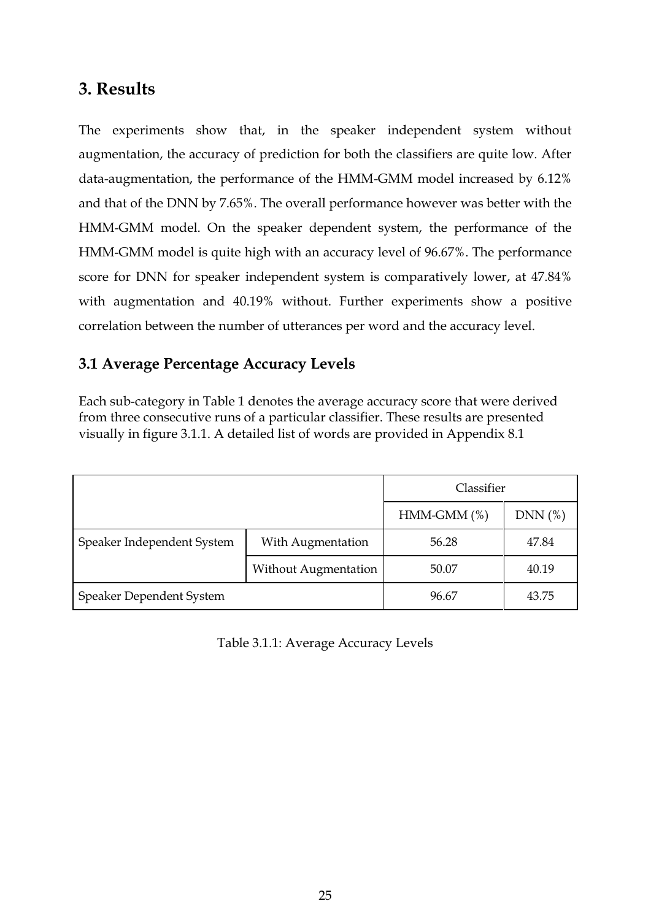# 3. Results

The experiments show that, in the speaker independent system without augmentation, the accuracy of prediction for both the classifiers are quite low. After data-augmentation, the performance of the HMM-GMM model increased by 6.12% and that of the DNN by 7.65%. The overall performance however was better with the HMM-GMM model. On the speaker dependent system, the performance of the HMM-GMM model is quite high with an accuracy level of 96.67%. The performance score for DNN for speaker independent system is comparatively lower, at 47.84% with augmentation and 40.19% without. Further experiments show a positive correlation between the number of utterances per word and the accuracy level.

## 3.1 Average Percentage Accuracy Levels

Each sub-category in Table 1 denotes the average accuracy score that were derived from three consecutive runs of a particular classifier. These results are presented visually in figure 3.1.1. A detailed list of words are provided in Appendix 8.1

| | | Classifier | |
|---|---|---|---|
| | | HMM-GMM (%) | DNN (%) |
| Speaker Independent System | With Augmentation | 56.28 | 47.84 |
| | Without Augmentation | 50.07 | 40.19 |
| Speaker Dependent System | | 96.67 | 43.75 |

Table 3.1.1: Average Accuracy Levels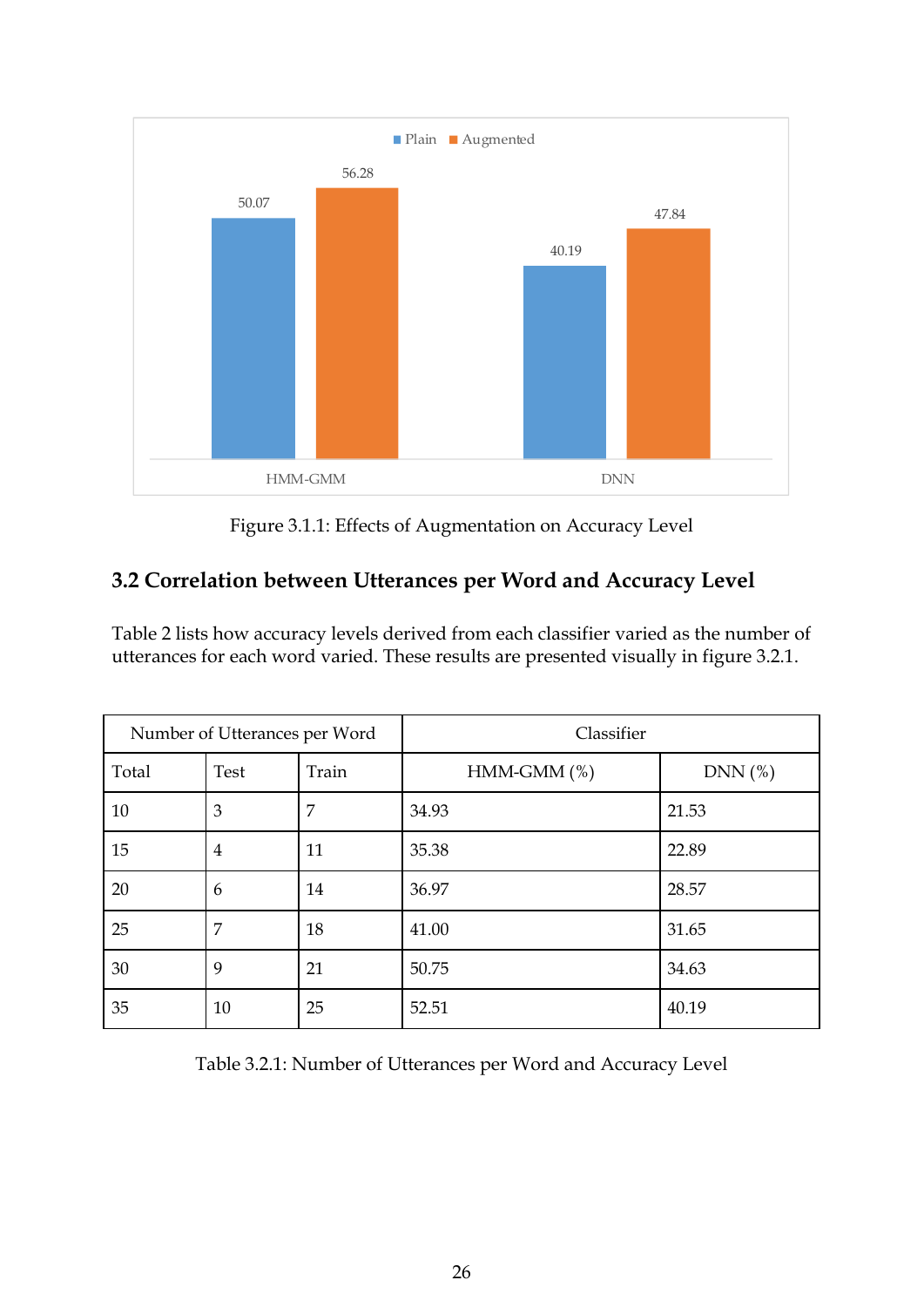Figure 3.1.1: Effects of Augmentation on Accuracy Level

## 3.2 Correlation between Utterances per Word and Accuracy Level

Table 2 lists how accuracy levels derived from each classifier varied as the number of utterances for each word varied. These results are presented visually in figure 3.2.1.

| Number of Utterances per Word | | | Classifier | |
|---|---|---|---|---|
| Total | Test | Train | HMM-GMM (%) | DNN (%) |
| 10 | 3 | 7 | 34.93 | 21.53 |
| 15 | 4 | 11 | 35.38 | 22.89 |
| 20 | 6 | 14 | 36.97 | 28.57 |
| 25 | 7 | 18 | 41.00 | 31.65 |
| 30 | 9 | 21 | 50.75 | 34.63 |
| 35 | 10 | 25 | 52.51 | 40.19 |

Table 3.2.1: Number of Utterances per Word and Accuracy Level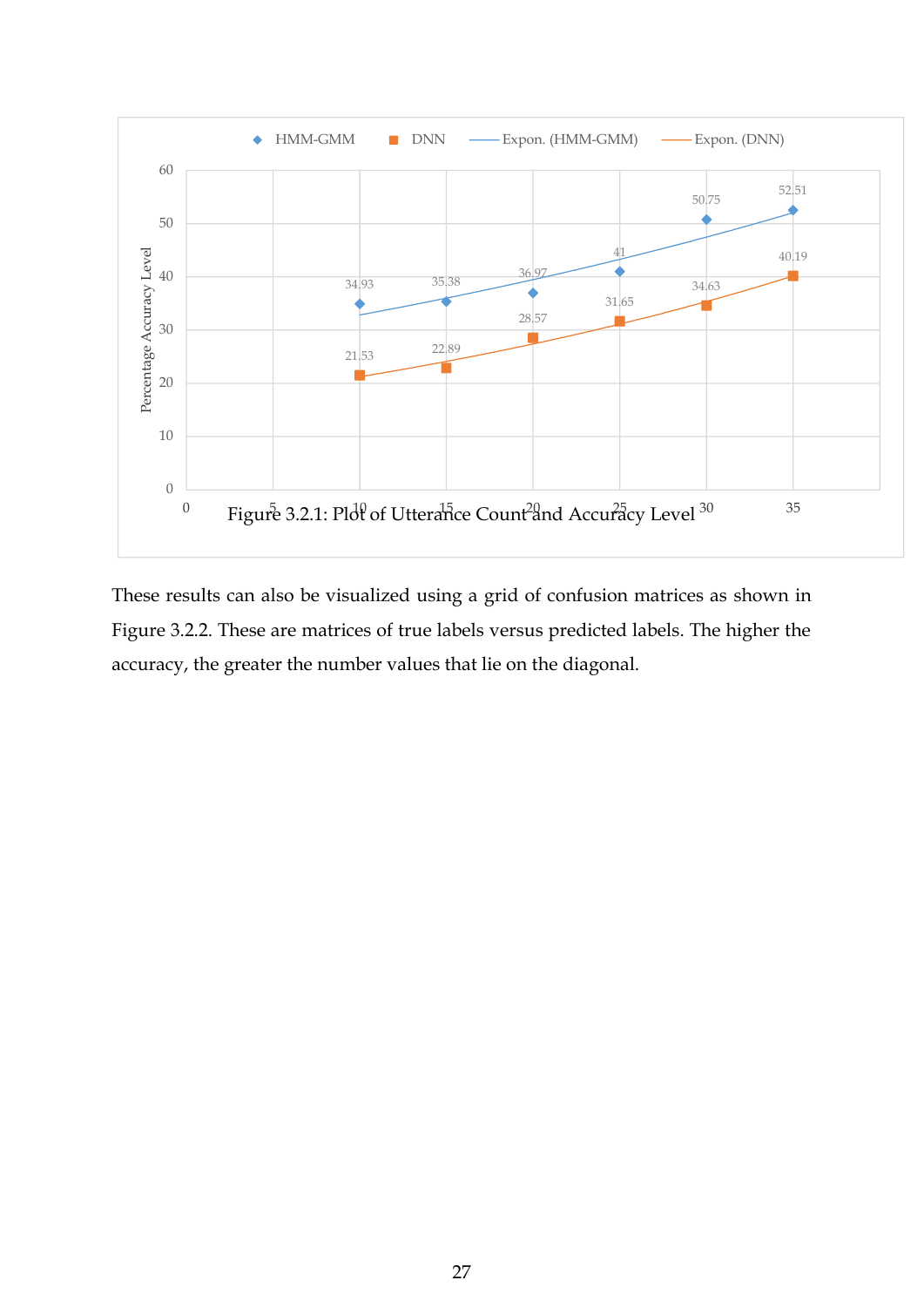Figure 3.2.1: Plot of Utterance Count and Accuracy Level

These results can also be visualized using a grid of confusion matrices as shown in Figure 3.2.2. These are matrices of true labels versus predicted labels. The higher the accuracy, the greater the number values that lie on the diagonal.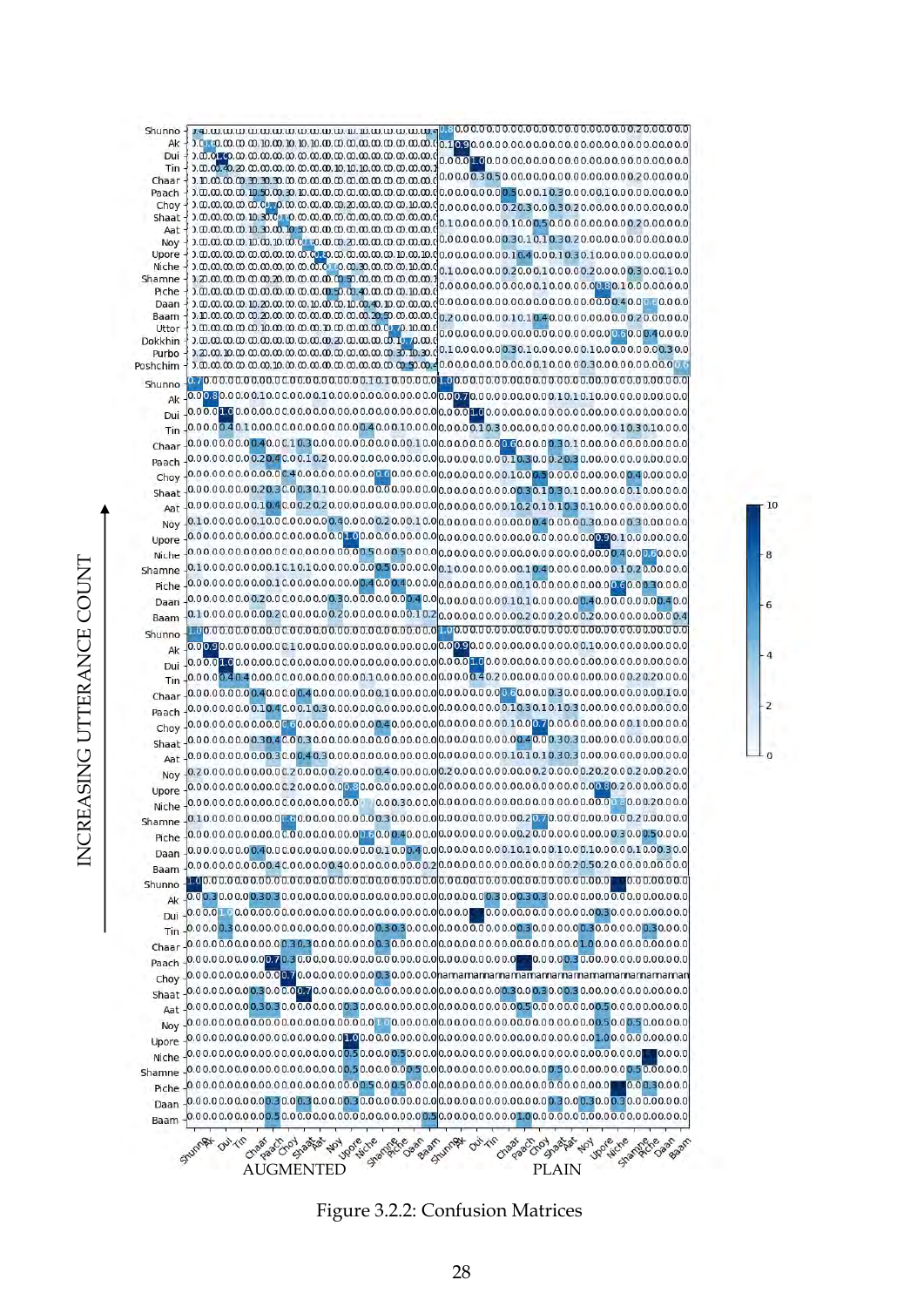Figure 3.2.2: Confusion Matrices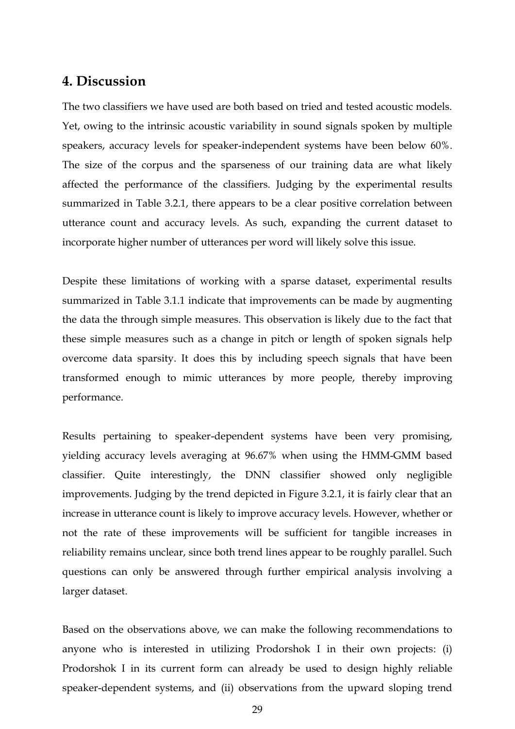## 4. Discussion

The two classifiers we have used are both based on tried and tested acoustic models. Yet, owing to the intrinsic acoustic variability in sound signals spoken by multiple speakers, accuracy levels for speaker-independent systems have been below 60%. The size of the corpus and the sparseness of our training data are what likely affected the performance of the classifiers. Judging by the experimental results summarized in Table 3.2.1, there appears to be a clear positive correlation between utterance count and accuracy levels. As such, expanding the current dataset to incorporate higher number of utterances per word will likely solve this issue.

Despite these limitations of working with a sparse dataset, experimental results summarized in Table 3.1.1 indicate that improvements can be made by augmenting the data the through simple measures. This observation is likely due to the fact that these simple measures such as a change in pitch or length of spoken signals help overcome data sparsity. It does this by including speech signals that have been transformed enough to mimic utterances by more people, thereby improving performance.

Results pertaining to speaker-dependent systems have been very promising, yielding accuracy levels averaging at 96.67% when using the HMM-GMM based classifier. Quite interestingly, the DNN classifier showed only negligible improvements. Judging by the trend depicted in Figure 3.2.1, it is fairly clear that an increase in utterance count is likely to improve accuracy levels. However, whether or not the rate of these improvements will be sufficient for tangible increases in reliability remains unclear, since both trend lines appear to be roughly parallel. Such questions can only be answered through further empirical analysis involving a larger dataset.

Based on the observations above, we can make the following recommendations to anyone who is interested in utilizing Prodorshok I in their own projects: (i) Prodorshok I in its current form can already be used to design highly reliable speaker-dependent systems, and (ii) observations from the upward sloping trend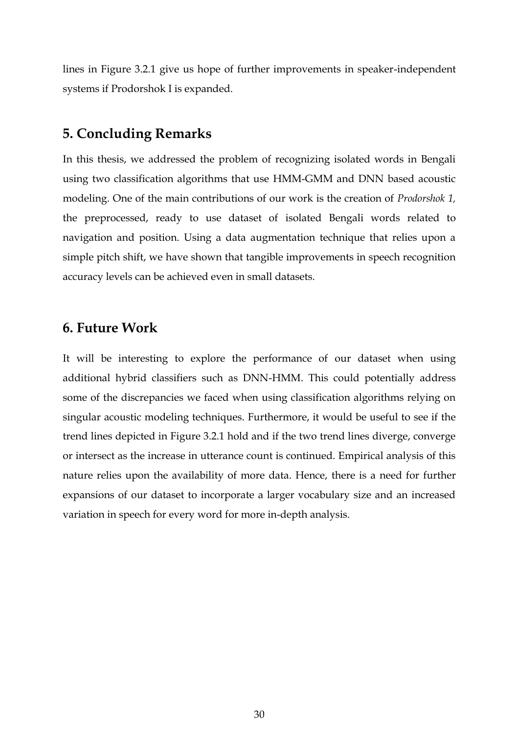lines in Figure 3.2.1 give us hope of further improvements in speaker-independent systems if Prodorshok I is expanded.

## 5. Concluding Remarks

In this thesis, we addressed the problem of recognizing isolated words in Bengali using two classification algorithms that use HMM-GMM and DNN based acoustic modeling. One of the main contributions of our work is the creation of *Prodorshok 1,* the preprocessed, ready to use dataset of isolated Bengali words related to navigation and position. Using a data augmentation technique that relies upon a simple pitch shift, we have shown that tangible improvements in speech recognition accuracy levels can be achieved even in small datasets.

## 6. Future Work

It will be interesting to explore the performance of our dataset when using additional hybrid classifiers such as DNN-HMM. This could potentially address some of the discrepancies we faced when using classification algorithms relying on singular acoustic modeling techniques. Furthermore, it would be useful to see if the trend lines depicted in Figure 3.2.1 hold and if the two trend lines diverge, converge or intersect as the increase in utterance count is continued. Empirical analysis of this nature relies upon the availability of more data. Hence, there is a need for further expansions of our dataset to incorporate a larger vocabulary size and an increased variation in speech for every word for more in-depth analysis.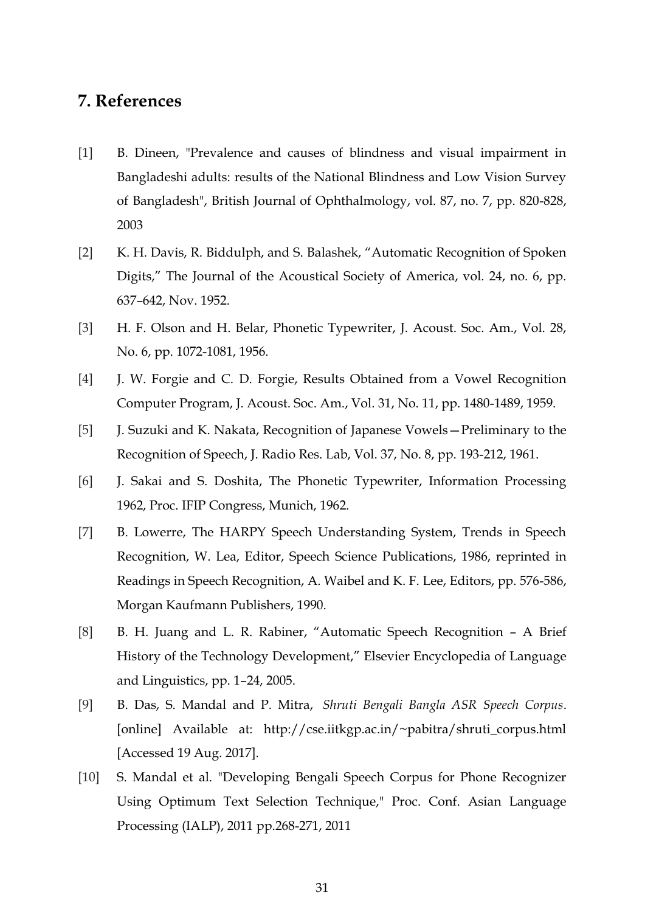## 7. References

[1] B. Dineen, "Prevalence and causes of blindness and visual impairment in Bangladeshi adults: results of the National Blindness and Low Vision Survey of Bangladesh", British Journal of Ophthalmology, vol. 87, no. 7, pp. 820-828, 2003

[2] K. H. Davis, R. Biddulph, and S. Balashek, "Automatic Recognition of Spoken Digits," The Journal of the Acoustical Society of America, vol. 24, no. 6, pp. 637–642, Nov. 1952.

[3] H. F. Olson and H. Belar, Phonetic Typewriter, J. Acoust. Soc. Am., Vol. 28, No. 6, pp. 1072-1081, 1956.

[4] J. W. Forgie and C. D. Forgie, Results Obtained from a Vowel Recognition Computer Program, J. Acoust. Soc. Am., Vol. 31, No. 11, pp. 1480-1489, 1959.

[5] J. Suzuki and K. Nakata, Recognition of Japanese Vowels—Preliminary to the Recognition of Speech, J. Radio Res. Lab, Vol. 37, No. 8, pp. 193-212, 1961.

[6] J. Sakai and S. Doshita, The Phonetic Typewriter, Information Processing 1962, Proc. IFIP Congress, Munich, 1962.

[7] B. Lowerre, The HARPY Speech Understanding System, Trends in Speech Recognition, W. Lea, Editor, Speech Science Publications, 1986, reprinted in Readings in Speech Recognition, A. Waibel and K. F. Lee, Editors, pp. 576-586, Morgan Kaufmann Publishers, 1990.

[8] B. H. Juang and L. R. Rabiner, "Automatic Speech Recognition – A Brief History of the Technology Development," Elsevier Encyclopedia of Language and Linguistics, pp. 1–24, 2005.

[9] B. Das, S. Mandal and P. Mitra, *Shruti Bengali Bangla ASR Speech Corpus*. [online] Available at: http://cse.iitkgp.ac.in/~pabitra/shruti_corpus.html [Accessed 19 Aug. 2017].

[10] S. Mandal et al. "Developing Bengali Speech Corpus for Phone Recognizer Using Optimum Text Selection Technique," Proc. Conf. Asian Language Processing (IALP), 2011 pp.268-271, 2011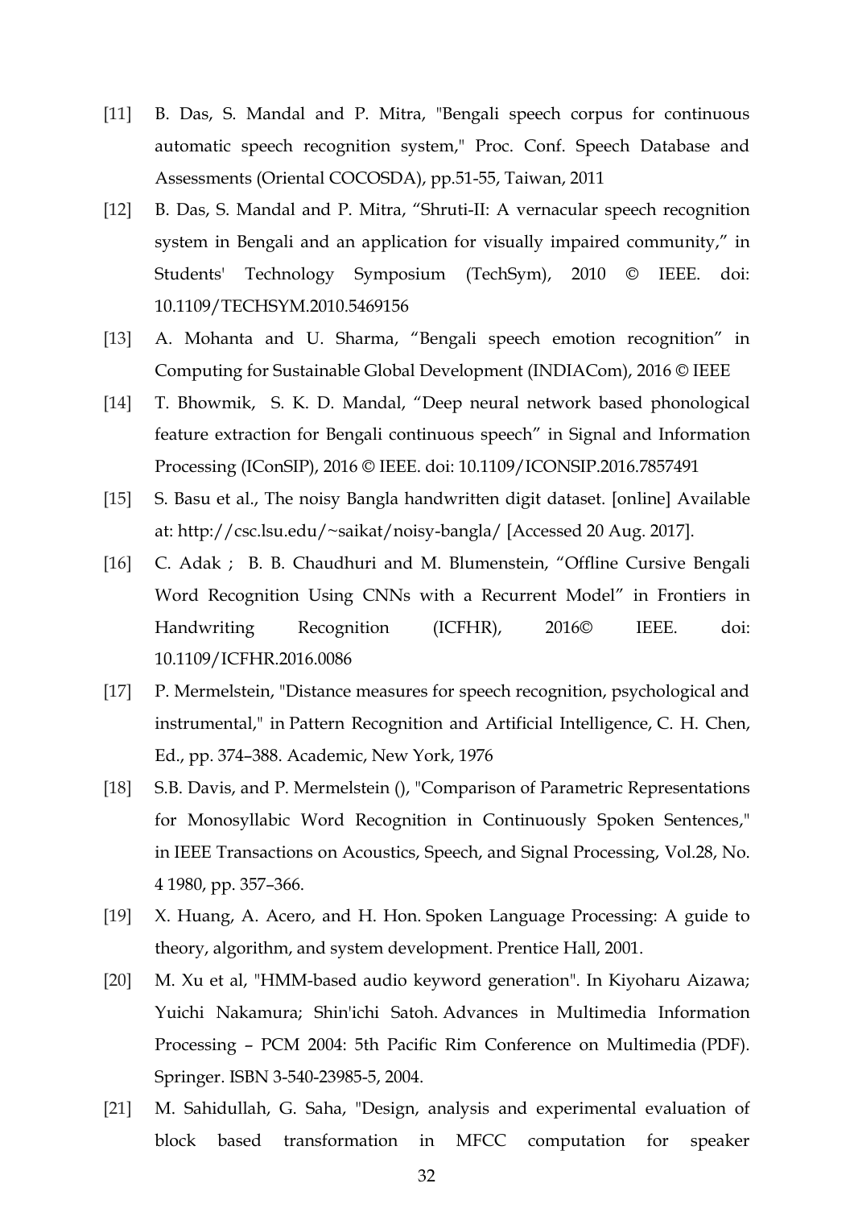[11] B. Das, S. Mandal and P. Mitra, "Bengali speech corpus for continuous automatic speech recognition system," Proc. Conf. Speech Database and Assessments (Oriental COCOSDA), pp.51-55, Taiwan, 2011

[12] B. Das, S. Mandal and P. Mitra, "Shruti-II: A vernacular speech recognition system in Bengali and an application for visually impaired community," in Students' Technology Symposium (TechSym), 2010 © IEEE. doi: 10.1109/TECHSYM.2010.5469156

[13] A. Mohanta and U. Sharma, "Bengali speech emotion recognition" in Computing for Sustainable Global Development (INDIACom), 2016 © IEEE

[14] T. Bhowmik, S. K. D. Mandal, "Deep neural network based phonological feature extraction for Bengali continuous speech" in Signal and Information Processing (IConSIP), 2016 © IEEE. doi: 10.1109/ICONSIP.2016.7857491

[15] S. Basu et al., The noisy Bangla handwritten digit dataset. [online] Available at: http://csc.lsu.edu/~saikat/noisy-bangla/ [Accessed 20 Aug. 2017].

[16] C. Adak ; B. B. Chaudhuri and M. Blumenstein, "Offline Cursive Bengali Word Recognition Using CNNs with a Recurrent Model" in Frontiers in Handwriting Recognition (ICFHR), 2016© IEEE. doi: 10.1109/ICFHR.2016.0086

[17] P. Mermelstein, "Distance measures for speech recognition, psychological and instrumental," in Pattern Recognition and Artificial Intelligence, C. H. Chen, Ed., pp. 374–388. Academic, New York, 1976

[18] S.B. Davis, and P. Mermelstein (), "Comparison of Parametric Representations for Monosyllabic Word Recognition in Continuously Spoken Sentences," in IEEE Transactions on Acoustics, Speech, and Signal Processing, Vol.28, No. 4 1980, pp. 357–366.

[19] X. Huang, A. Acero, and H. Hon. Spoken Language Processing: A guide to theory, algorithm, and system development. Prentice Hall, 2001.

[20] M. Xu et al, "HMM-based audio keyword generation". In Kiyoharu Aizawa; Yuichi Nakamura; Shin'ichi Satoh. Advances in Multimedia Information Processing – PCM 2004: 5th Pacific Rim Conference on Multimedia (PDF). Springer. ISBN 3-540-23985-5, 2004.

[21] M. Sahidullah, G. Saha, "Design, analysis and experimental evaluation of block based transformation in MFCC computation for speaker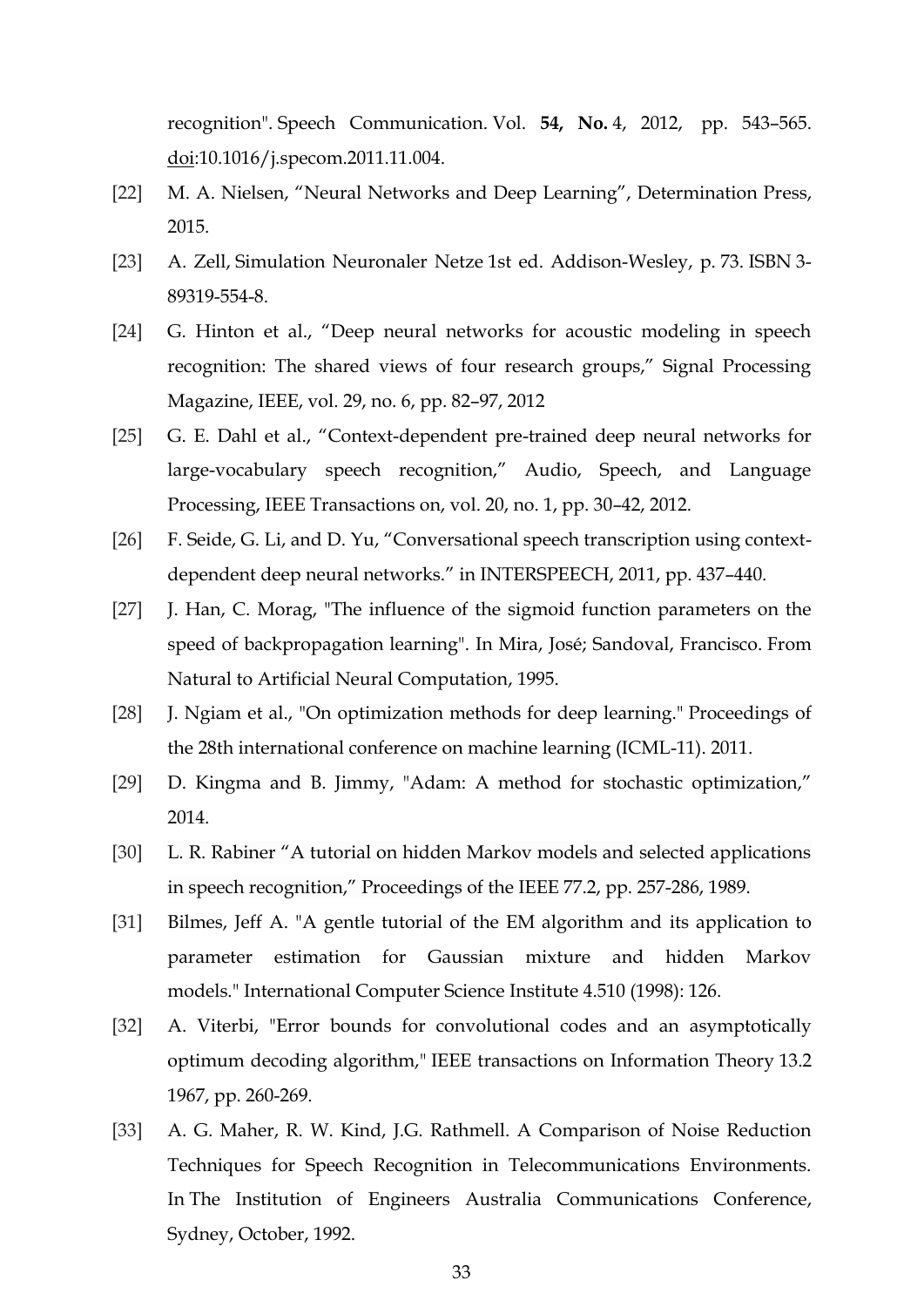recognition". Speech Communication. Vol. **54, No.** 4, 2012, pp. 543–565. doi:10.1016/j.specom.2011.11.004.

[22] M. A. Nielsen, "Neural Networks and Deep Learning", Determination Press, 2015.

[23] A. Zell, Simulation Neuronaler Netze 1st ed. Addison-Wesley, p. 73. ISBN 3-89319-554-8.

[24] G. Hinton et al., "Deep neural networks for acoustic modeling in speech recognition: The shared views of four research groups," Signal Processing Magazine, IEEE, vol. 29, no. 6, pp. 82–97, 2012

[25] G. E. Dahl et al., "Context-dependent pre-trained deep neural networks for large-vocabulary speech recognition," Audio, Speech, and Language Processing, IEEE Transactions on, vol. 20, no. 1, pp. 30–42, 2012.

[26] F. Seide, G. Li, and D. Yu, "Conversational speech transcription using context-dependent deep neural networks." in INTERSPEECH, 2011, pp. 437–440.

[27] J. Han, C. Morag, "The influence of the sigmoid function parameters on the speed of backpropagation learning". In Mira, José; Sandoval, Francisco. From Natural to Artificial Neural Computation, 1995.

[28] J. Ngiam et al., "On optimization methods for deep learning." Proceedings of the 28th international conference on machine learning (ICML-11). 2011.

[29] D. Kingma and B. Jimmy, "Adam: A method for stochastic optimization," 2014.

[30] L. R. Rabiner "A tutorial on hidden Markov models and selected applications in speech recognition," Proceedings of the IEEE 77.2, pp. 257-286, 1989.

[31] Bilmes, Jeff A. "A gentle tutorial of the EM algorithm and its application to parameter estimation for Gaussian mixture and hidden Markov models." International Computer Science Institute 4.510 (1998): 126.

[32] A. Viterbi, "Error bounds for convolutional codes and an asymptotically optimum decoding algorithm," IEEE transactions on Information Theory 13.2 1967, pp. 260-269.

[33] A. G. Maher, R. W. Kind, J.G. Rathmell. A Comparison of Noise Reduction Techniques for Speech Recognition in Telecommunications Environments. In The Institution of Engineers Australia Communications Conference, Sydney, October, 1992.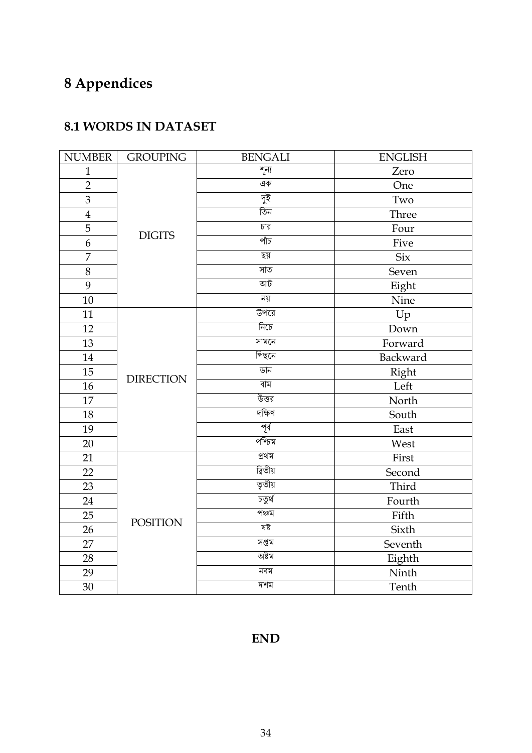# 8 Appendices

## 8.1 WORDS IN DATASET

| NUMBER | GROUPING | BENGALI | ENGLISH |
|---|---|---|---|
| 1 | DIGITS | শূন্য | Zero |
| 2 | | এক | One |
| 3 | | দুই | Two |
| 4 | | তিন | Three |
| 5 | | চার | Four |
| 6 | | পাঁচ | Five |
| 7 | | ছয় | Six |
| 8 | | সাত | Seven |
| 9 | | আট | Eight |
| 10 | | নয় | Nine |
| 11 | DIRECTION | উপরে | Up |
| 12 | | নিচে | Down |
| 13 | | সামনে | Forward |
| 14 | | পিছনে | Backward |
| 15 | | ডান | Right |
| 16 | | বাম | Left |
| 17 | | উত্তর | North |
| 18 | | দক্ষিণ | South |
| 19 | | পূর্ব | East |
| 20 | | পশ্চিম | West |
| 21 | POSITION | প্রথম | First |
| 22 | | দ্বিতীয় | Second |
| 23 | | তৃতীয় | Third |
| 24 | | চতুর্থ | Fourth |
| 25 | | পঞ্চম | Fifth |
| 26 | | ষষ্ঠ | Sixth |
| 27 | | সপ্তম | Seventh |
| 28 | | অষ্টম | Eighth |
| 29 | | নবম | Ninth |
| 30 | | দশম | Tenth |

**END**